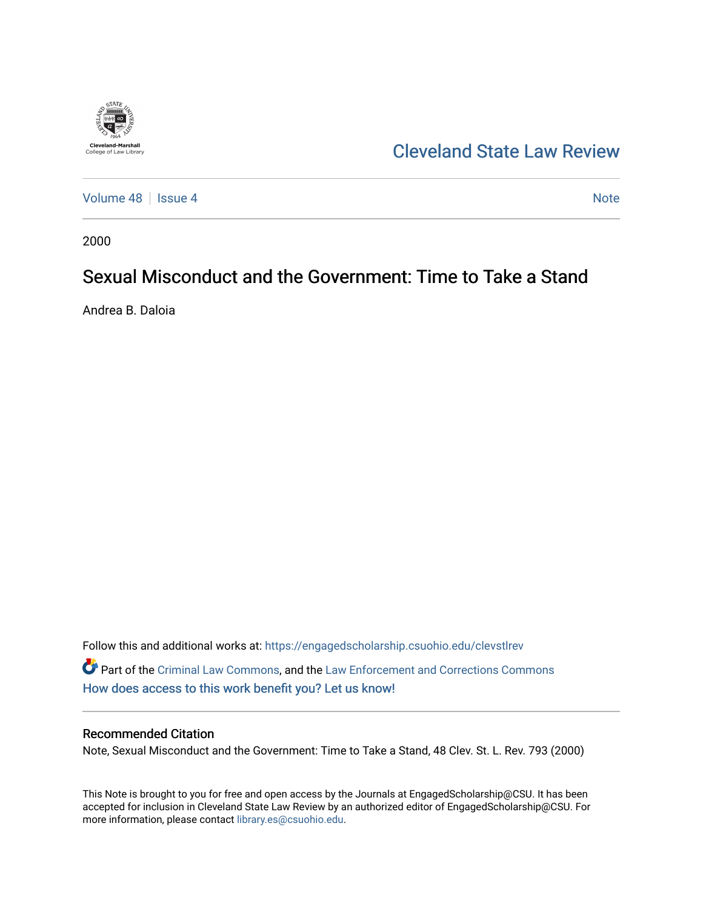Cleveland-Marshall College of Law Library

# Cleveland State Law Review

Volume 48 | Issue 4 | Note

2000

## Sexual Misconduct and the Government: Time to Take a Stand

Andrea B. Daloia

Follow this and additional works at: https://engagedscholarship.csuohio.edu/clevstlrev

Part of the Criminal Law Commons, and the Law Enforcement and Corrections Commons

How does access to this work benefit you? Let us know!

### Recommended Citation

Note, Sexual Misconduct and the Government: Time to Take a Stand, 48 Clev. St. L. Rev. 793 (2000)

This Note is brought to you for free and open access by the Journals at EngagedScholarship@CSU. It has been accepted for inclusion in Cleveland State Law Review by an authorized editor of EngagedScholarship@CSU. For more information, please contact library.es@csuohio.edu.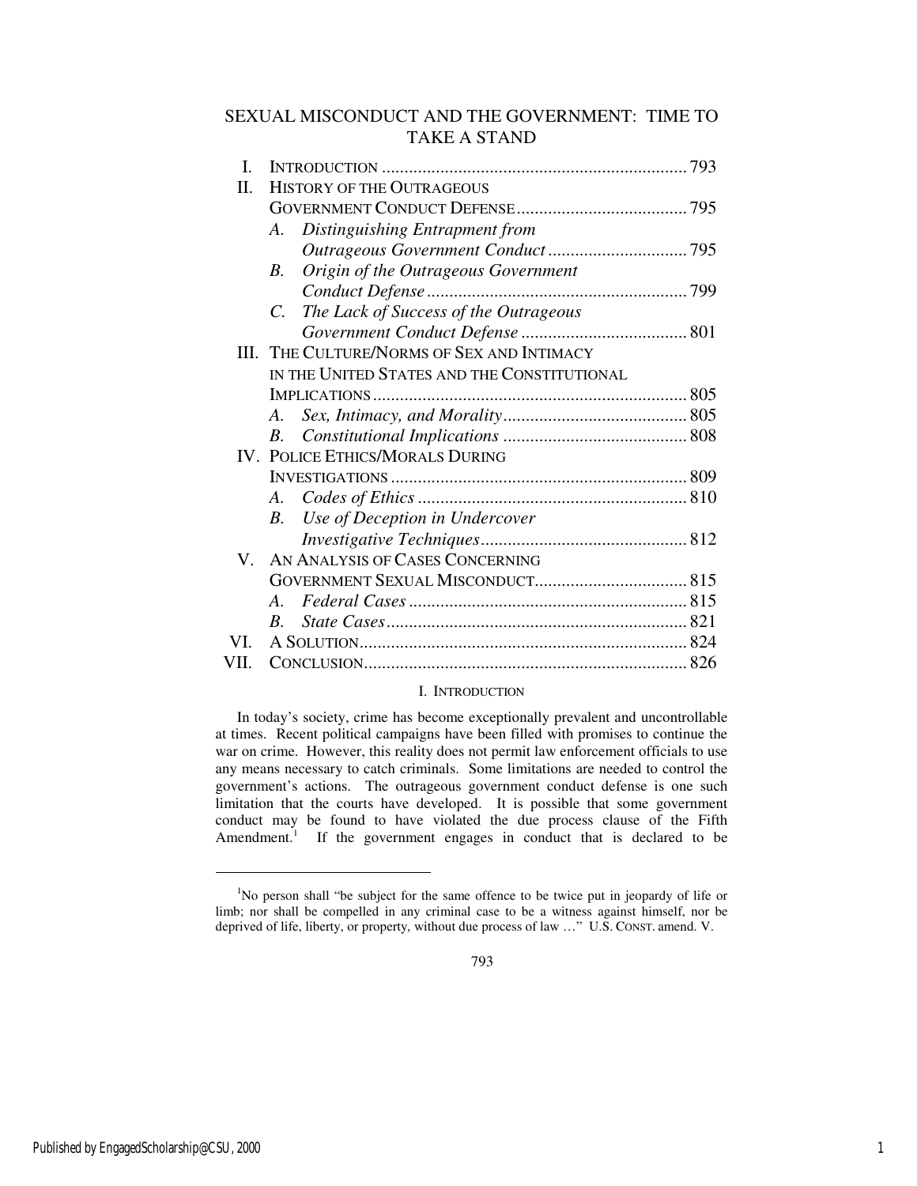# SEXUAL MISCONDUCT AND THE GOVERNMENT: TIME TO TAKE A STAND

I. INTRODUCTION .................................................................... 793
II. HISTORY OF THE OUTRAGEOUS GOVERNMENT CONDUCT DEFENSE ...................................... 795
  A. *Distinguishing Entrapment from Outrageous Government Conduct* ............................... 795
  B. *Origin of the Outrageous Government Conduct Defense* .......................................................... 799
  C. *The Lack of Success of the Outrageous Government Conduct Defense* ..................................... 801
III. THE CULTURE/NORMS OF SEX AND INTIMACY IN THE UNITED STATES AND THE CONSTITUTIONAL IMPLICATIONS ...................................................................... 805
  A. *Sex, Intimacy, and Morality* ......................................... 805
  B. *Constitutional Implications* ......................................... 808
IV. POLICE ETHICS/MORALS DURING INVESTIGATIONS .................................................................. 809
  A. *Codes of Ethics* ............................................................ 810
  B. *Use of Deception in Undercover Investigative Techniques* ............................................. 812
V. AN ANALYSIS OF CASES CONCERNING GOVERNMENT SEXUAL MISCONDUCT .................................. 815
  A. *Federal Cases* .............................................................. 815
  B. *State Cases* .................................................................. 821
VI. A SOLUTION ......................................................................... 824
VII. CONCLUSION ........................................................................ 826

## I. INTRODUCTION

In today's society, crime has become exceptionally prevalent and uncontrollable at times. Recent political campaigns have been filled with promises to continue the war on crime. However, this reality does not permit law enforcement officials to use any means necessary to catch criminals. Some limitations are needed to control the government's actions. The outrageous government conduct defense is one such limitation that the courts have developed. It is possible that some government conduct may be found to have violated the due process clause of the Fifth Amendment.[1] If the government engages in conduct that is declared to be

---

[1] No person shall "be subject for the same offence to be twice put in jeopardy of life or limb; nor shall be compelled in any criminal case to be a witness against himself, nor be deprived of life, liberty, or property, without due process of law …" U.S. CONST. amend. V.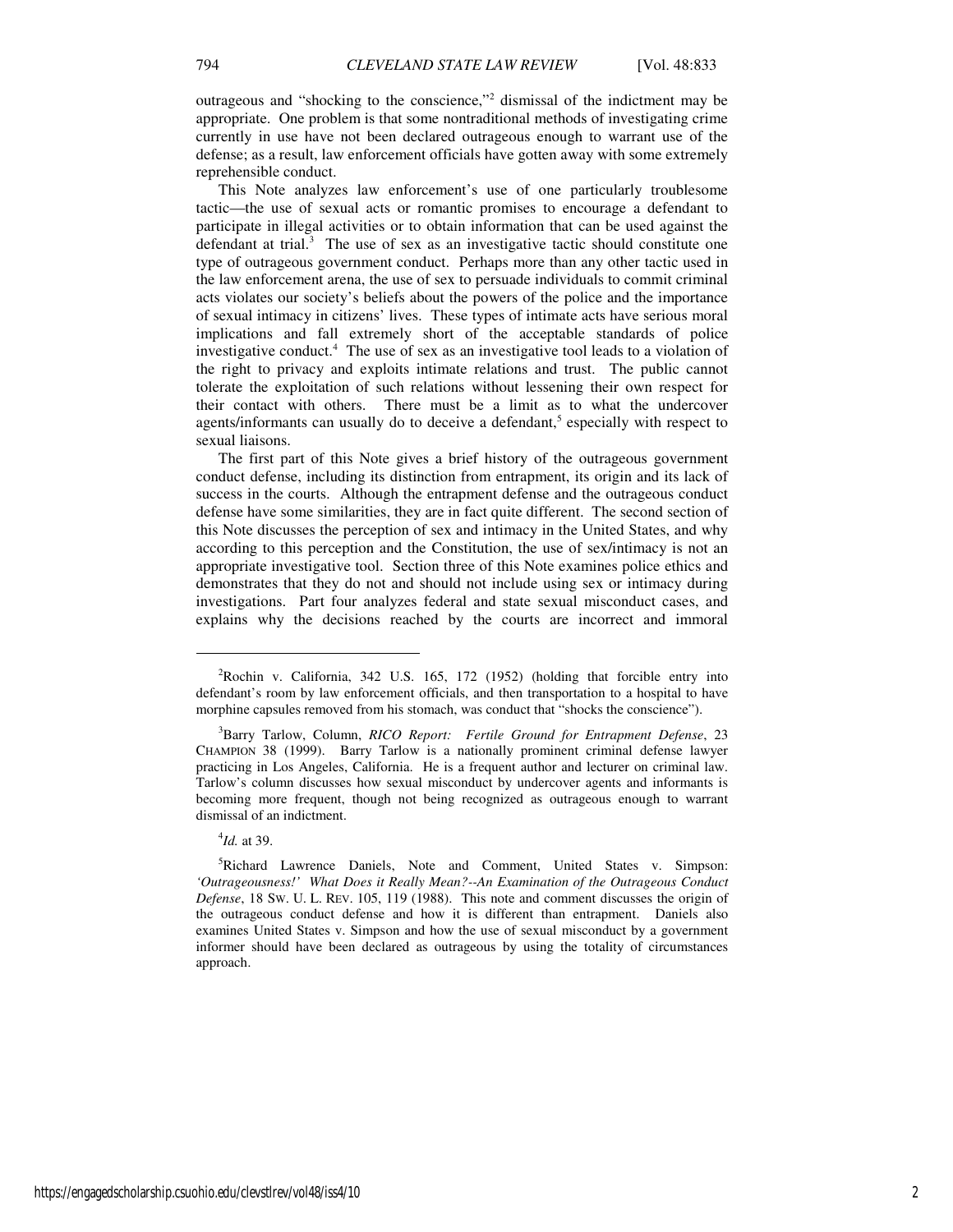outrageous and "shocking to the conscience,"[2] dismissal of the indictment may be appropriate. One problem is that some nontraditional methods of investigating crime currently in use have not been declared outrageous enough to warrant use of the defense; as a result, law enforcement officials have gotten away with some extremely reprehensible conduct.

This Note analyzes law enforcement's use of one particularly troublesome tactic—the use of sexual acts or romantic promises to encourage a defendant to participate in illegal activities or to obtain information that can be used against the defendant at trial.[3] The use of sex as an investigative tactic should constitute one type of outrageous government conduct. Perhaps more than any other tactic used in the law enforcement arena, the use of sex to persuade individuals to commit criminal acts violates our society's beliefs about the powers of the police and the importance of sexual intimacy in citizens' lives. These types of intimate acts have serious moral implications and fall extremely short of the acceptable standards of police investigative conduct.[4] The use of sex as an investigative tool leads to a violation of the right to privacy and exploits intimate relations and trust. The public cannot tolerate the exploitation of such relations without lessening their own respect for their contact with others. There must be a limit as to what the undercover agents/informants can usually do to deceive a defendant,[5] especially with respect to sexual liaisons.

The first part of this Note gives a brief history of the outrageous government conduct defense, including its distinction from entrapment, its origin and its lack of success in the courts. Although the entrapment defense and the outrageous conduct defense have some similarities, they are in fact quite different. The second section of this Note discusses the perception of sex and intimacy in the United States, and why according to this perception and the Constitution, the use of sex/intimacy is not an appropriate investigative tool. Section three of this Note examines police ethics and demonstrates that they do not and should not include using sex or intimacy during investigations. Part four analyzes federal and state sexual misconduct cases, and explains why the decisions reached by the courts are incorrect and immoral

---

[2] Rochin v. California, 342 U.S. 165, 172 (1952) (holding that forcible entry into defendant's room by law enforcement officials, and then transportation to a hospital to have morphine capsules removed from his stomach, was conduct that "shocks the conscience").

[3] Barry Tarlow, Column, *RICO Report: Fertile Ground for Entrapment Defense*, 23 CHAMPION 38 (1999). Barry Tarlow is a nationally prominent criminal defense lawyer practicing in Los Angeles, California. He is a frequent author and lecturer on criminal law. Tarlow's column discusses how sexual misconduct by undercover agents and informants is becoming more frequent, though not being recognized as outrageous enough to warrant dismissal of an indictment.

[4] *Id.* at 39.

[5] Richard Lawrence Daniels, Note and Comment, United States v. Simpson: *'Outrageousness!' What Does it Really Mean?--An Examination of the Outrageous Conduct Defense*, 18 SW. U. L. REV. 105, 119 (1988). This note and comment discusses the origin of the outrageous conduct defense and how it is different than entrapment. Daniels also examines United States v. Simpson and how the use of sexual misconduct by a government informer should have been declared as outrageous by using the totality of circumstances approach.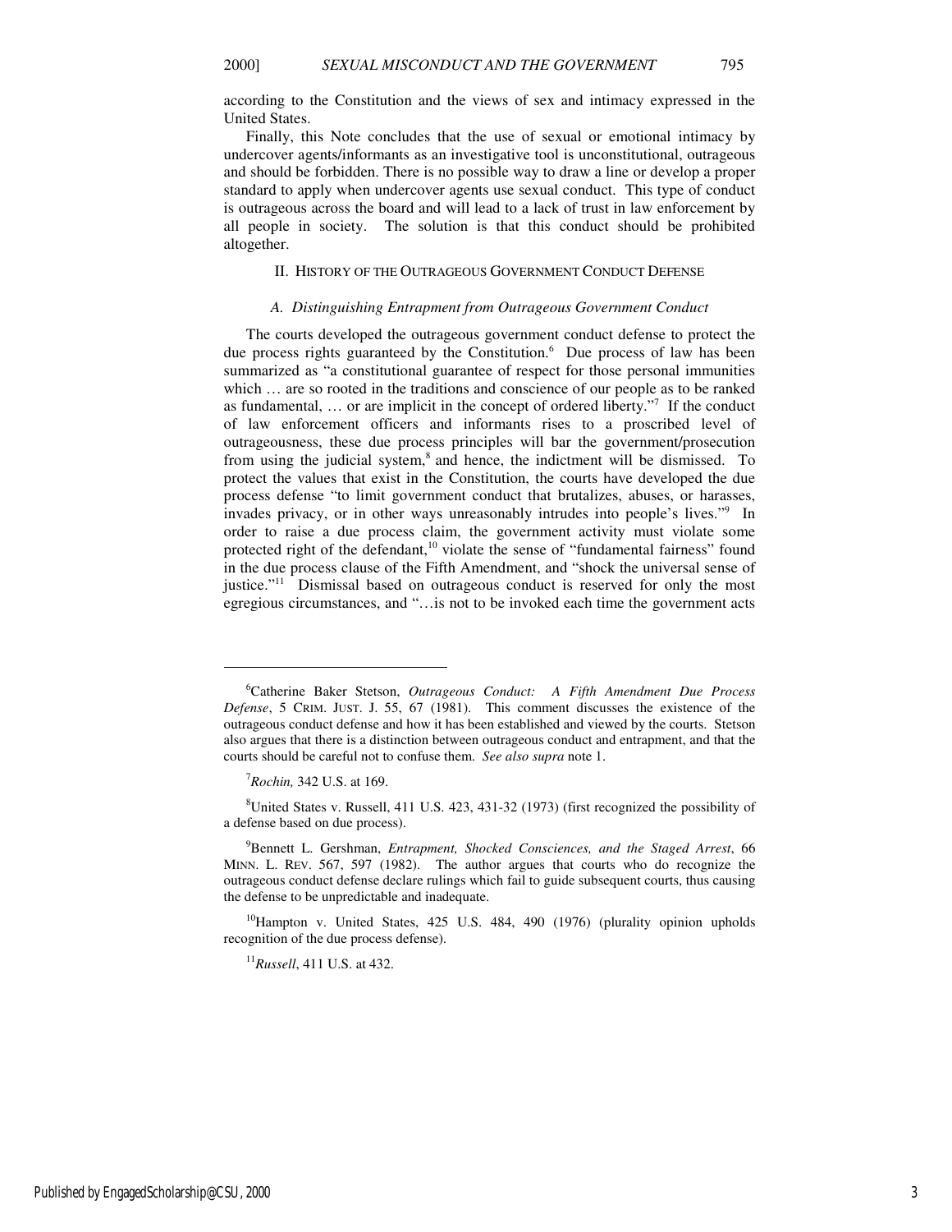according to the Constitution and the views of sex and intimacy expressed in the United States.

Finally, this Note concludes that the use of sexual or emotional intimacy by undercover agents/informants as an investigative tool is unconstitutional, outrageous and should be forbidden. There is no possible way to draw a line or develop a proper standard to apply when undercover agents use sexual conduct. This type of conduct is outrageous across the board and will lead to a lack of trust in law enforcement by all people in society. The solution is that this conduct should be prohibited altogether.

## II. HISTORY OF THE OUTRAGEOUS GOVERNMENT CONDUCT DEFENSE

### *A. Distinguishing Entrapment from Outrageous Government Conduct*

The courts developed the outrageous government conduct defense to protect the due process rights guaranteed by the Constitution.[6] Due process of law has been summarized as "a constitutional guarantee of respect for those personal immunities which … are so rooted in the traditions and conscience of our people as to be ranked as fundamental, … or are implicit in the concept of ordered liberty."[7] If the conduct of law enforcement officers and informants rises to a proscribed level of outrageousness, these due process principles will bar the government/prosecution from using the judicial system,[8] and hence, the indictment will be dismissed. To protect the values that exist in the Constitution, the courts have developed the due process defense "to limit government conduct that brutalizes, abuses, or harasses, invades privacy, or in other ways unreasonably intrudes into people's lives."[9] In order to raise a due process claim, the government activity must violate some protected right of the defendant,[10] violate the sense of "fundamental fairness" found in the due process clause of the Fifth Amendment, and "shock the universal sense of justice."[11] Dismissal based on outrageous conduct is reserved for only the most egregious circumstances, and "…is not to be invoked each time the government acts

---

[6] Catherine Baker Stetson, *Outrageous Conduct: A Fifth Amendment Due Process Defense*, 5 CRIM. JUST. J. 55, 67 (1981). This comment discusses the existence of the outrageous conduct defense and how it has been established and viewed by the courts. Stetson also argues that there is a distinction between outrageous conduct and entrapment, and that the courts should be careful not to confuse them. *See also supra* note 1.

[7] *Rochin,* 342 U.S. at 169.

[8] United States v. Russell, 411 U.S. 423, 431-32 (1973) (first recognized the possibility of a defense based on due process).

[9] Bennett L. Gershman, *Entrapment, Shocked Consciences, and the Staged Arrest*, 66 MINN. L. REV. 567, 597 (1982). The author argues that courts who do recognize the outrageous conduct defense declare rulings which fail to guide subsequent courts, thus causing the defense to be unpredictable and inadequate.

[10] Hampton v. United States, 425 U.S. 484, 490 (1976) (plurality opinion upholds recognition of the due process defense).

[11] *Russell*, 411 U.S. at 432.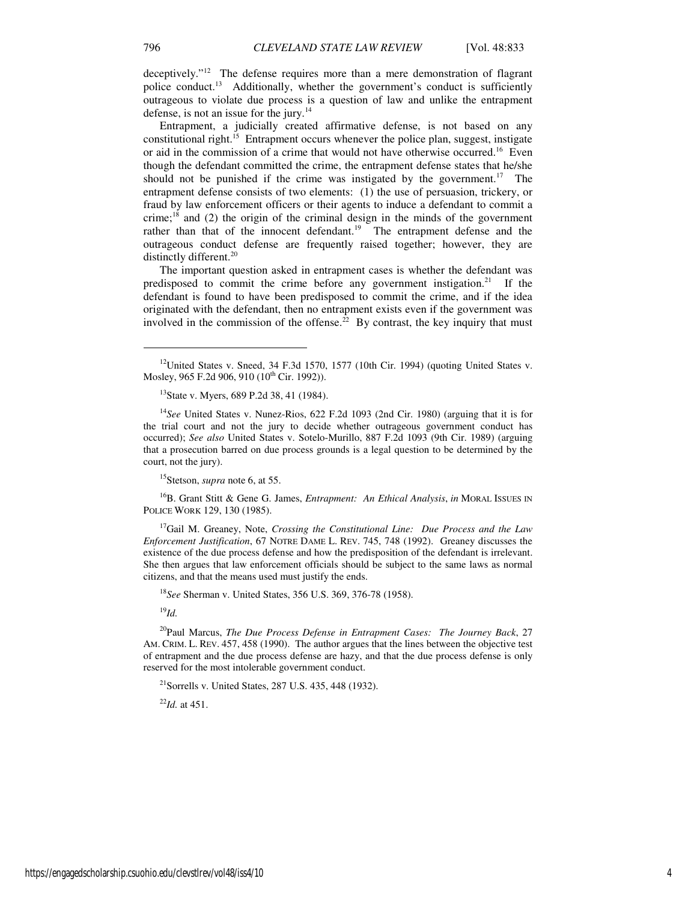deceptively."[12] The defense requires more than a mere demonstration of flagrant police conduct.[13] Additionally, whether the government's conduct is sufficiently outrageous to violate due process is a question of law and unlike the entrapment defense, is not an issue for the jury.[14]

Entrapment, a judicially created affirmative defense, is not based on any constitutional right.[15] Entrapment occurs whenever the police plan, suggest, instigate or aid in the commission of a crime that would not have otherwise occurred.[16] Even though the defendant committed the crime, the entrapment defense states that he/she should not be punished if the crime was instigated by the government.[17] The entrapment defense consists of two elements: (1) the use of persuasion, trickery, or fraud by law enforcement officers or their agents to induce a defendant to commit a crime;[18] and (2) the origin of the criminal design in the minds of the government rather than that of the innocent defendant.[19] The entrapment defense and the outrageous conduct defense are frequently raised together; however, they are distinctly different.[20]

The important question asked in entrapment cases is whether the defendant was predisposed to commit the crime before any government instigation.[21] If the defendant is found to have been predisposed to commit the crime, and if the idea originated with the defendant, then no entrapment exists even if the government was involved in the commission of the offense.[22] By contrast, the key inquiry that must

---

[12]United States v. Sneed, 34 F.3d 1570, 1577 (10th Cir. 1994) (quoting United States v. Mosley, 965 F.2d 906, 910 (10th Cir. 1992)).

[13]State v. Myers, 689 P.2d 38, 41 (1984).

[14]*See* United States v. Nunez-Rios, 622 F.2d 1093 (2nd Cir. 1980) (arguing that it is for the trial court and not the jury to decide whether outrageous government conduct has occurred); *See also* United States v. Sotelo-Murillo, 887 F.2d 1093 (9th Cir. 1989) (arguing that a prosecution barred on due process grounds is a legal question to be determined by the court, not the jury).

[15]Stetson, *supra* note 6, at 55.

[16]B. Grant Stitt & Gene G. James, *Entrapment: An Ethical Analysis*, *in* MORAL ISSUES IN POLICE WORK 129, 130 (1985).

[17]Gail M. Greaney, Note, *Crossing the Constitutional Line: Due Process and the Law Enforcement Justification*, 67 NOTRE DAME L. REV. 745, 748 (1992). Greaney discusses the existence of the due process defense and how the predisposition of the defendant is irrelevant. She then argues that law enforcement officials should be subject to the same laws as normal citizens, and that the means used must justify the ends.

[18]*See* Sherman v. United States, 356 U.S. 369, 376-78 (1958).

[19]*Id.*

[20]Paul Marcus, *The Due Process Defense in Entrapment Cases: The Journey Back*, 27 AM. CRIM. L. REV. 457, 458 (1990). The author argues that the lines between the objective test of entrapment and the due process defense are hazy, and that the due process defense is only reserved for the most intolerable government conduct.

[21]Sorrells v. United States, 287 U.S. 435, 448 (1932).

[22]*Id.* at 451.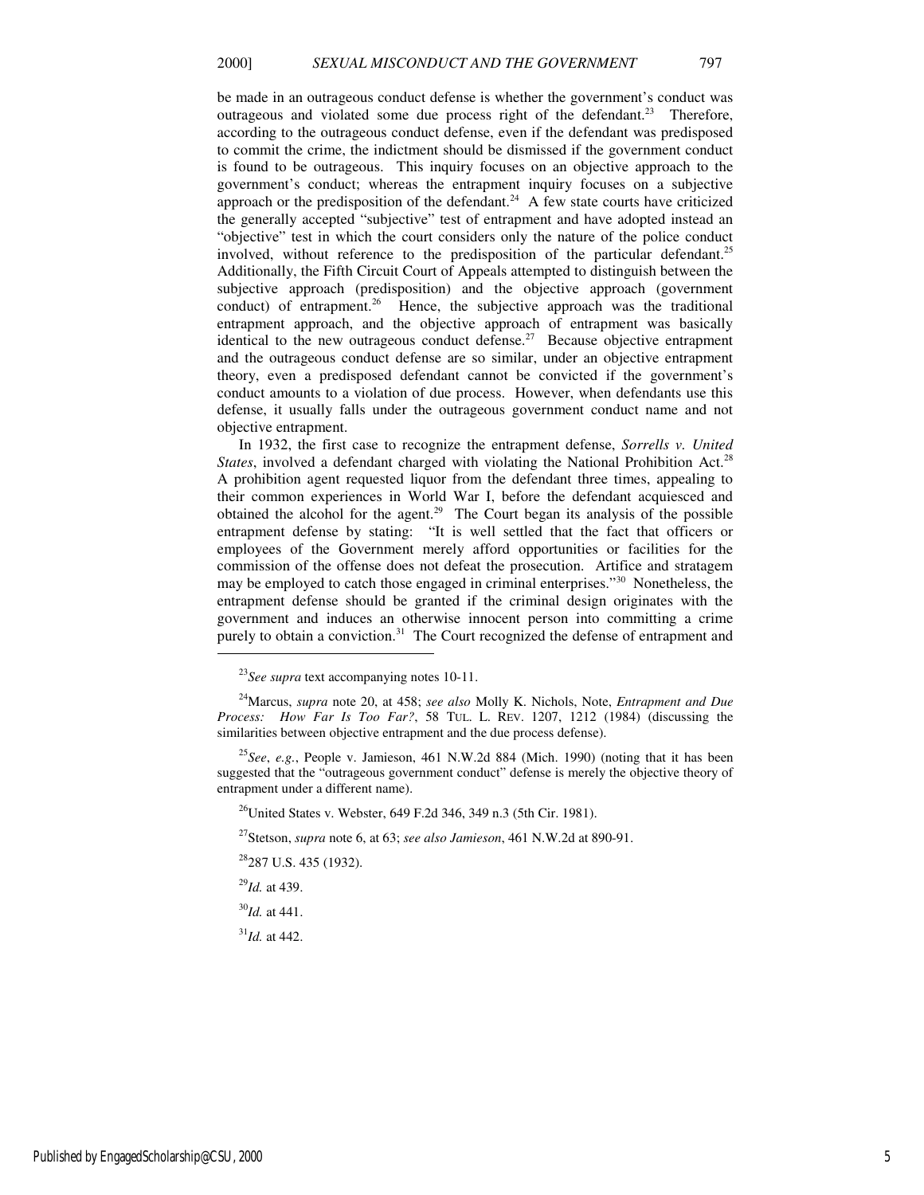be made in an outrageous conduct defense is whether the government's conduct was outrageous and violated some due process right of the defendant.[23] Therefore, according to the outrageous conduct defense, even if the defendant was predisposed to commit the crime, the indictment should be dismissed if the government conduct is found to be outrageous. This inquiry focuses on an objective approach to the government's conduct; whereas the entrapment inquiry focuses on a subjective approach or the predisposition of the defendant.[24] A few state courts have criticized the generally accepted "subjective" test of entrapment and have adopted instead an "objective" test in which the court considers only the nature of the police conduct involved, without reference to the predisposition of the particular defendant.[25] Additionally, the Fifth Circuit Court of Appeals attempted to distinguish between the subjective approach (predisposition) and the objective approach (government conduct) of entrapment.[26] Hence, the subjective approach was the traditional entrapment approach, and the objective approach of entrapment was basically identical to the new outrageous conduct defense.[27] Because objective entrapment and the outrageous conduct defense are so similar, under an objective entrapment theory, even a predisposed defendant cannot be convicted if the government's conduct amounts to a violation of due process. However, when defendants use this defense, it usually falls under the outrageous government conduct name and not objective entrapment.

In 1932, the first case to recognize the entrapment defense, *Sorrells v. United States*, involved a defendant charged with violating the National Prohibition Act.[28] A prohibition agent requested liquor from the defendant three times, appealing to their common experiences in World War I, before the defendant acquiesced and obtained the alcohol for the agent.[29] The Court began its analysis of the possible entrapment defense by stating: "It is well settled that the fact that officers or employees of the Government merely afford opportunities or facilities for the commission of the offense does not defeat the prosecution. Artifice and stratagem may be employed to catch those engaged in criminal enterprises."[30] Nonetheless, the entrapment defense should be granted if the criminal design originates with the government and induces an otherwise innocent person into committing a crime purely to obtain a conviction.[31] The Court recognized the defense of entrapment and

---

[23]*See supra* text accompanying notes 10-11.

[24]Marcus, *supra* note 20, at 458; *see also* Molly K. Nichols, Note, *Entrapment and Due Process: How Far Is Too Far?*, 58 TUL. L. REV. 1207, 1212 (1984) (discussing the similarities between objective entrapment and the due process defense).

[25]*See*, *e.g.*, People v. Jamieson, 461 N.W.2d 884 (Mich. 1990) (noting that it has been suggested that the "outrageous government conduct" defense is merely the objective theory of entrapment under a different name).

[26]United States v. Webster, 649 F.2d 346, 349 n.3 (5th Cir. 1981).

[27]Stetson, *supra* note 6, at 63; *see also Jamieson*, 461 N.W.2d at 890-91.

[28]287 U.S. 435 (1932).

[29]*Id.* at 439.

[30]*Id.* at 441.

[31]*Id.* at 442.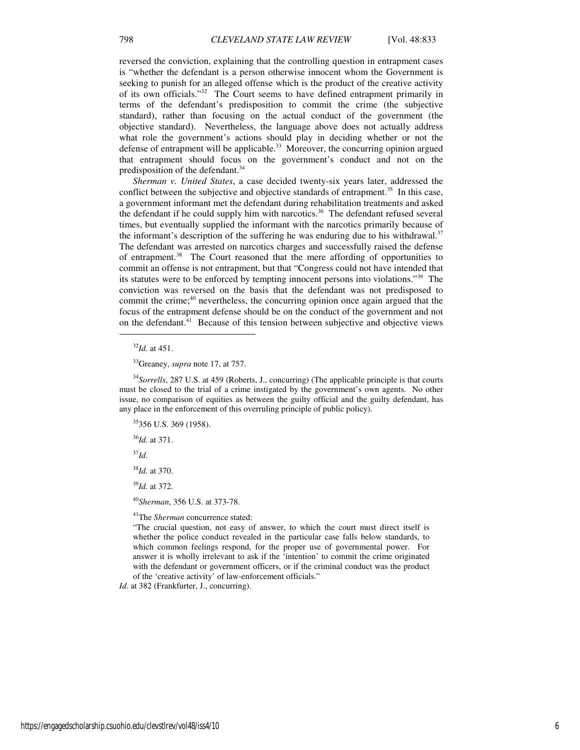reversed the conviction, explaining that the controlling question in entrapment cases is "whether the defendant is a person otherwise innocent whom the Government is seeking to punish for an alleged offense which is the product of the creative activity of its own officials."[32] The Court seems to have defined entrapment primarily in terms of the defendant's predisposition to commit the crime (the subjective standard), rather than focusing on the actual conduct of the government (the objective standard). Nevertheless, the language above does not actually address what role the government's actions should play in deciding whether or not the defense of entrapment will be applicable.[33] Moreover, the concurring opinion argued that entrapment should focus on the government's conduct and not on the predisposition of the defendant.[34]

*Sherman v. United States*, a case decided twenty-six years later, addressed the conflict between the subjective and objective standards of entrapment.[35] In this case, a government informant met the defendant during rehabilitation treatments and asked the defendant if he could supply him with narcotics.[36] The defendant refused several times, but eventually supplied the informant with the narcotics primarily because of the informant's description of the suffering he was enduring due to his withdrawal.[37] The defendant was arrested on narcotics charges and successfully raised the defense of entrapment.[38] The Court reasoned that the mere affording of opportunities to commit an offense is not entrapment, but that "Congress could not have intended that its statutes were to be enforced by tempting innocent persons into violations."[39] The conviction was reversed on the basis that the defendant was not predisposed to commit the crime;[40] nevertheless, the concurring opinion once again argued that the focus of the entrapment defense should be on the conduct of the government and not on the defendant.[41] Because of this tension between subjective and objective views

---

[32] *Id.* at 451.

[33] Greaney, *supra* note 17, at 757.

[34] *Sorrells*, 287 U.S. at 459 (Roberts, J., concurring) (The applicable principle is that courts must be closed to the trial of a crime instigated by the government's own agents. No other issue, no comparison of equities as between the guilty official and the guilty defendant, has any place in the enforcement of this overruling principle of public policy).

[35] 356 U.S. 369 (1958).

[36] *Id.* at 371.

[37] *Id.*

[38] *Id.* at 370.

[39] *Id.* at 372.

[40] *Sherman*, 356 U.S. at 373-78.

[41] The *Sherman* concurrence stated:

> "The crucial question, not easy of answer, to which the court must direct itself is whether the police conduct revealed in the particular case falls below standards, to which common feelings respond, for the proper use of governmental power. For answer it is wholly irrelevant to ask if the 'intention' to commit the crime originated with the defendant or government officers, or if the criminal conduct was the product of the 'creative activity' of law-enforcement officials."

*Id*. at 382 (Frankfurter, J., concurring).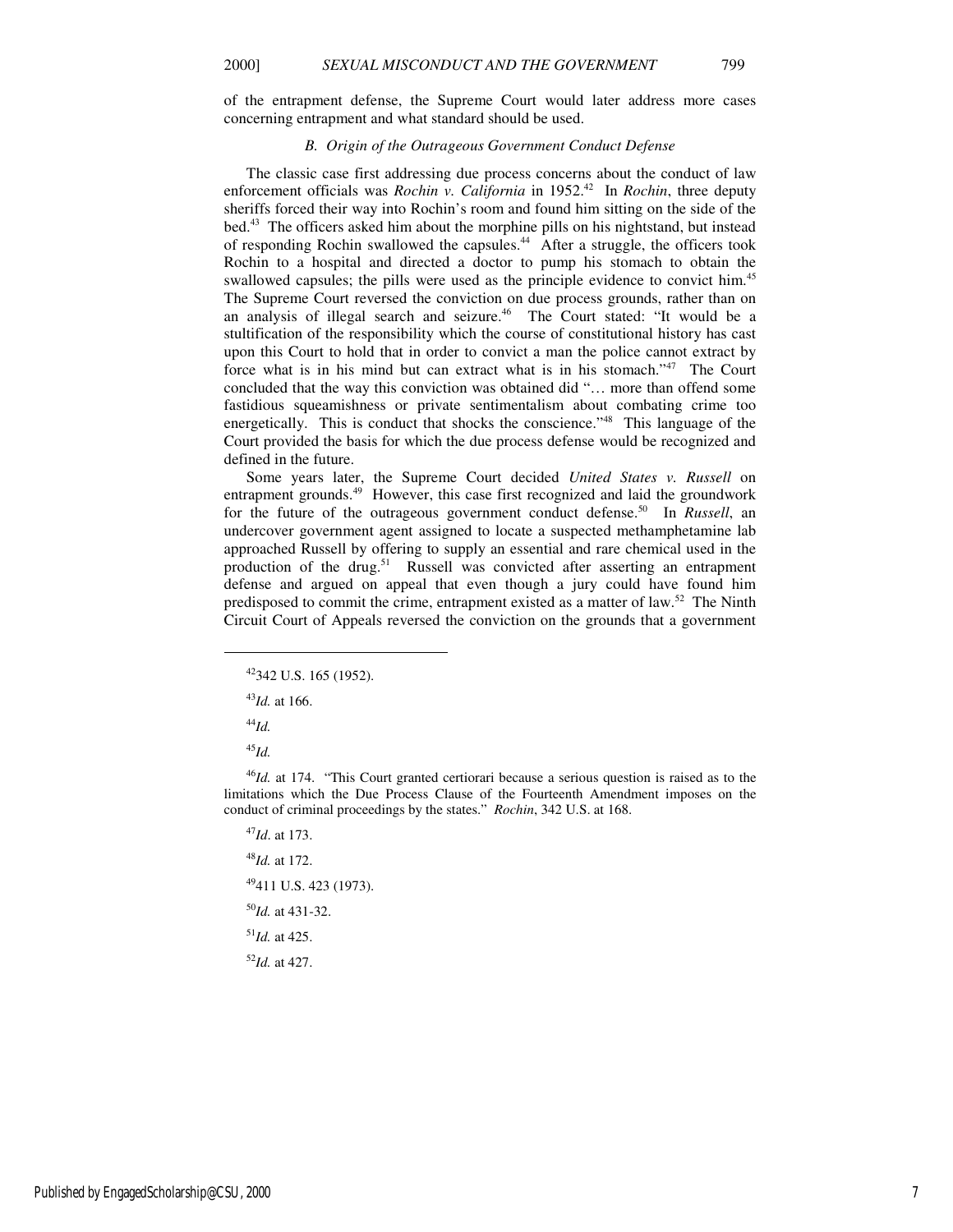of the entrapment defense, the Supreme Court would later address more cases concerning entrapment and what standard should be used.

### *B. Origin of the Outrageous Government Conduct Defense*

The classic case first addressing due process concerns about the conduct of law enforcement officials was *Rochin v. California* in 1952.[42] In *Rochin*, three deputy sheriffs forced their way into Rochin's room and found him sitting on the side of the bed.[43] The officers asked him about the morphine pills on his nightstand, but instead of responding Rochin swallowed the capsules.[44] After a struggle, the officers took Rochin to a hospital and directed a doctor to pump his stomach to obtain the swallowed capsules; the pills were used as the principle evidence to convict him.[45] The Supreme Court reversed the conviction on due process grounds, rather than on an analysis of illegal search and seizure.[46] The Court stated: "It would be a stultification of the responsibility which the course of constitutional history has cast upon this Court to hold that in order to convict a man the police cannot extract by force what is in his mind but can extract what is in his stomach."[47] The Court concluded that the way this conviction was obtained did "… more than offend some fastidious squeamishness or private sentimentalism about combating crime too energetically. This is conduct that shocks the conscience."[48] This language of the Court provided the basis for which the due process defense would be recognized and defined in the future.

Some years later, the Supreme Court decided *United States v. Russell* on entrapment grounds.[49] However, this case first recognized and laid the groundwork for the future of the outrageous government conduct defense.[50] In *Russell*, an undercover government agent assigned to locate a suspected methamphetamine lab approached Russell by offering to supply an essential and rare chemical used in the production of the drug.[51] Russell was convicted after asserting an entrapment defense and argued on appeal that even though a jury could have found him predisposed to commit the crime, entrapment existed as a matter of law.[52] The Ninth Circuit Court of Appeals reversed the conviction on the grounds that a government

---

[42] 342 U.S. 165 (1952).

[43] *Id.* at 166.

[44] *Id.*

[45] *Id.*

[46] *Id.* at 174. "This Court granted certiorari because a serious question is raised as to the limitations which the Due Process Clause of the Fourteenth Amendment imposes on the conduct of criminal proceedings by the states." *Rochin*, 342 U.S. at 168.

[47] *Id*. at 173.

[48] *Id.* at 172.

[49] 411 U.S. 423 (1973).

[50] *Id.* at 431-32.

[51] *Id.* at 425.

[52] *Id.* at 427.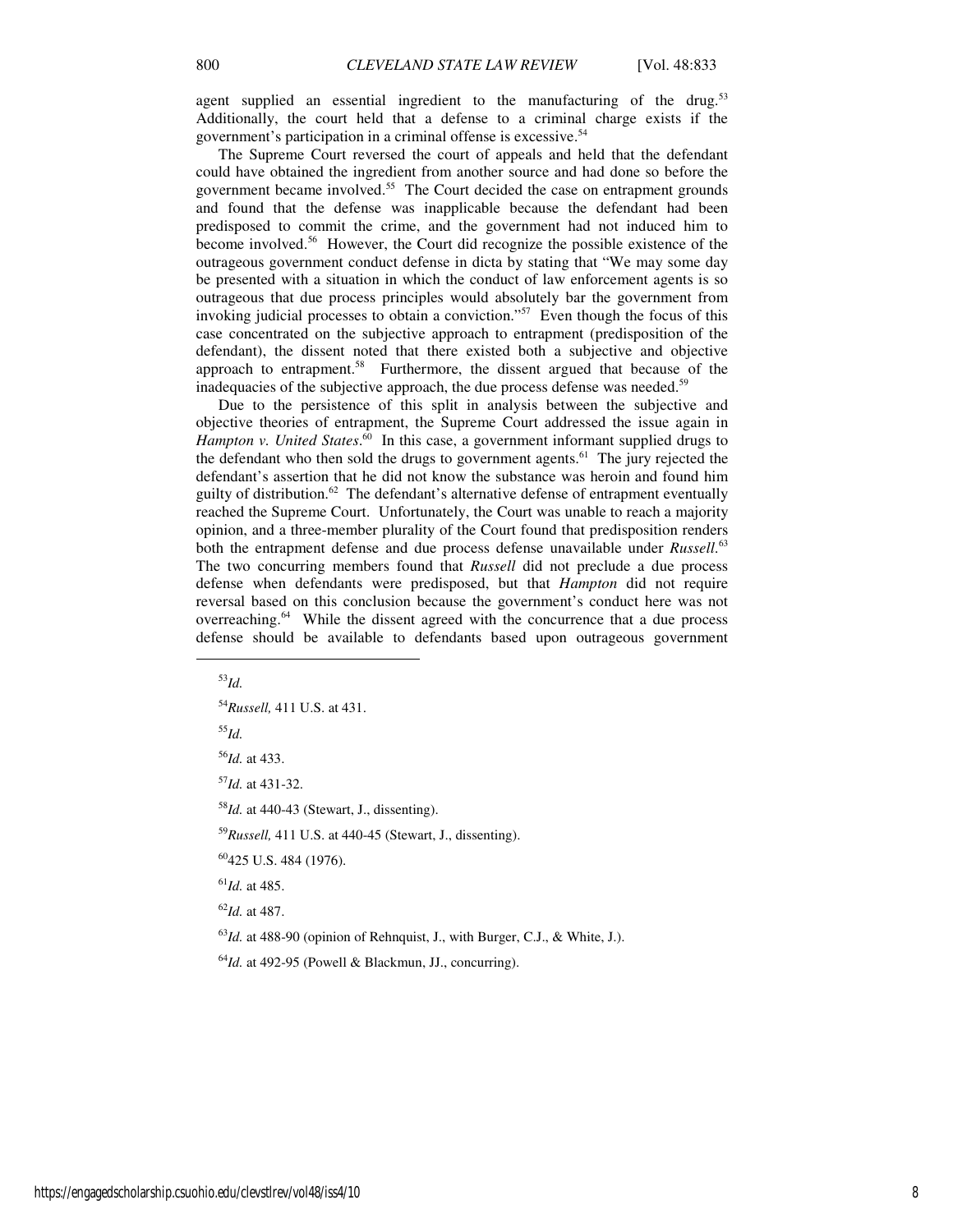agent supplied an essential ingredient to the manufacturing of the drug.[53] Additionally, the court held that a defense to a criminal charge exists if the government's participation in a criminal offense is excessive.[54]

The Supreme Court reversed the court of appeals and held that the defendant could have obtained the ingredient from another source and had done so before the government became involved.[55] The Court decided the case on entrapment grounds and found that the defense was inapplicable because the defendant had been predisposed to commit the crime, and the government had not induced him to become involved.[56] However, the Court did recognize the possible existence of the outrageous government conduct defense in dicta by stating that "We may some day be presented with a situation in which the conduct of law enforcement agents is so outrageous that due process principles would absolutely bar the government from invoking judicial processes to obtain a conviction."[57] Even though the focus of this case concentrated on the subjective approach to entrapment (predisposition of the defendant), the dissent noted that there existed both a subjective and objective approach to entrapment.[58] Furthermore, the dissent argued that because of the inadequacies of the subjective approach, the due process defense was needed.[59]

Due to the persistence of this split in analysis between the subjective and objective theories of entrapment, the Supreme Court addressed the issue again in *Hampton v. United States*.[60] In this case, a government informant supplied drugs to the defendant who then sold the drugs to government agents.[61] The jury rejected the defendant's assertion that he did not know the substance was heroin and found him guilty of distribution.[62] The defendant's alternative defense of entrapment eventually reached the Supreme Court. Unfortunately, the Court was unable to reach a majority opinion, and a three-member plurality of the Court found that predisposition renders both the entrapment defense and due process defense unavailable under *Russell*.[63] The two concurring members found that *Russell* did not preclude a due process defense when defendants were predisposed, but that *Hampton* did not require reversal based on this conclusion because the government's conduct here was not overreaching.[64] While the dissent agreed with the concurrence that a due process defense should be available to defendants based upon outrageous government

---

[53] *Id.*

[54] *Russell,* 411 U.S. at 431.

[55] *Id.*

[56] *Id.* at 433.

[57] *Id.* at 431-32.

[58] *Id.* at 440-43 (Stewart, J., dissenting).

[59] *Russell,* 411 U.S. at 440-45 (Stewart, J., dissenting).

[60] 425 U.S. 484 (1976).

[61] *Id.* at 485.

[62] *Id.* at 487.

[63] *Id.* at 488-90 (opinion of Rehnquist, J., with Burger, C.J., & White, J.).

[64] *Id.* at 492-95 (Powell & Blackmun, JJ., concurring).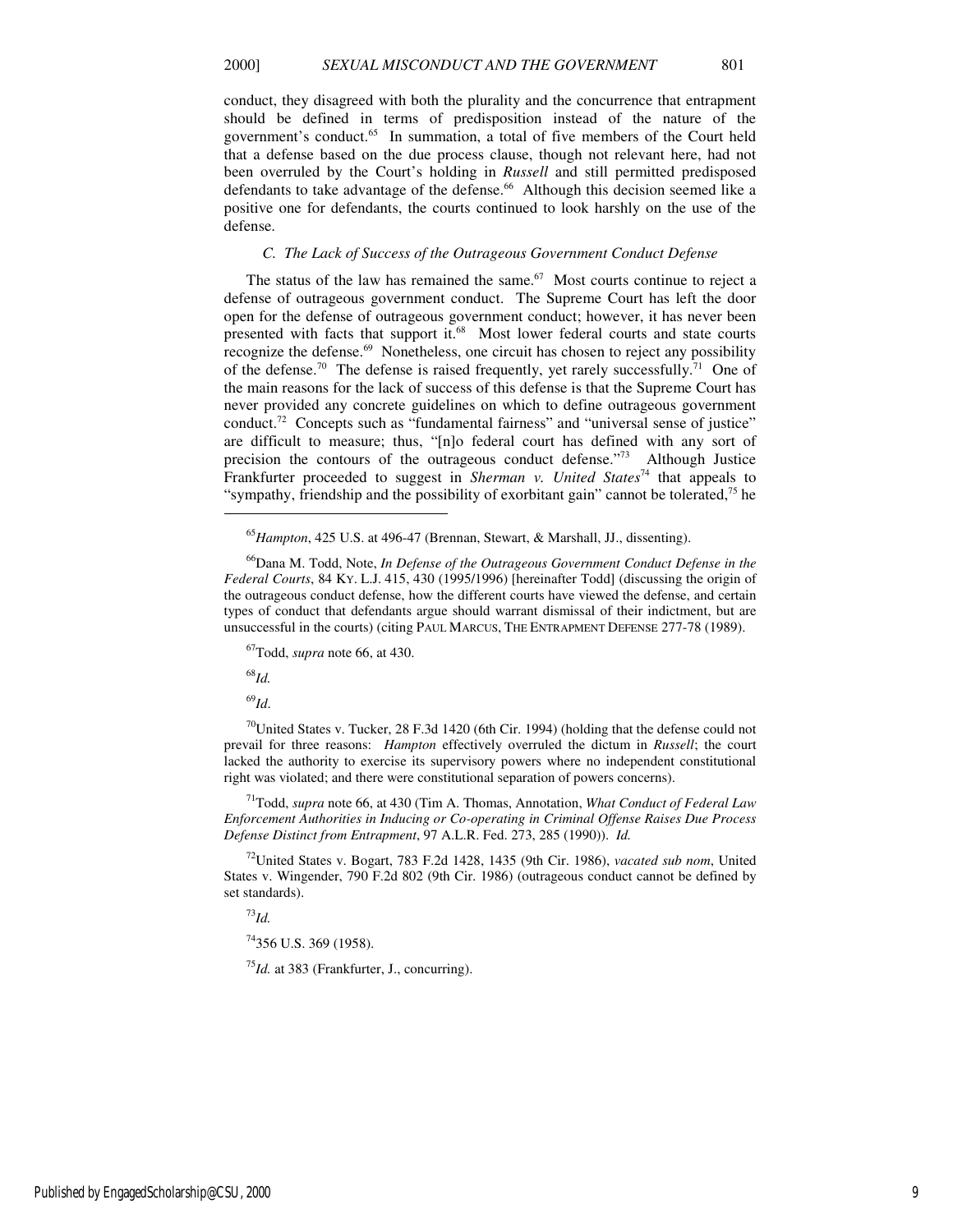conduct, they disagreed with both the plurality and the concurrence that entrapment should be defined in terms of predisposition instead of the nature of the government's conduct.[65] In summation, a total of five members of the Court held that a defense based on the due process clause, though not relevant here, had not been overruled by the Court's holding in ***Russell*** and still permitted predisposed defendants to take advantage of the defense.[66] Although this decision seemed like a positive one for defendants, the courts continued to look harshly on the use of the defense.

### *C. The Lack of Success of the Outrageous Government Conduct Defense*

The status of the law has remained the same.[67] Most courts continue to reject a defense of outrageous government conduct. The Supreme Court has left the door open for the defense of outrageous government conduct; however, it has never been presented with facts that support it.[68] Most lower federal courts and state courts recognize the defense.[69] Nonetheless, one circuit has chosen to reject any possibility of the defense.[70] The defense is raised frequently, yet rarely successfully.[71] One of the main reasons for the lack of success of this defense is that the Supreme Court has never provided any concrete guidelines on which to define outrageous government conduct.[72] Concepts such as "fundamental fairness" and "universal sense of justice" are difficult to measure; thus, "[n]o federal court has defined with any sort of precision the contours of the outrageous conduct defense."[73] Although Justice Frankfurter proceeded to suggest in *Sherman v. United States*[74] that appeals to "sympathy, friendship and the possibility of exorbitant gain" cannot be tolerated,[75] he

---

[65] *Hampton*, 425 U.S. at 496-47 (Brennan, Stewart, & Marshall, JJ., dissenting).

[66] Dana M. Todd, Note, *In Defense of the Outrageous Government Conduct Defense in the Federal Courts*, 84 KY. L.J. 415, 430 (1995/1996) [hereinafter Todd] (discussing the origin of the outrageous conduct defense, how the different courts have viewed the defense, and certain types of conduct that defendants argue should warrant dismissal of their indictment, but are unsuccessful in the courts) (citing PAUL MARCUS, THE ENTRAPMENT DEFENSE 277-78 (1989).

[67] Todd, *supra* note 66, at 430.

[68] *Id.*

[69] *Id*.

[70] United States v. Tucker, 28 F.3d 1420 (6th Cir. 1994) (holding that the defense could not prevail for three reasons: *Hampton* effectively overruled the dictum in *Russell*; the court lacked the authority to exercise its supervisory powers where no independent constitutional right was violated; and there were constitutional separation of powers concerns).

[71] Todd, *supra* note 66, at 430 (Tim A. Thomas, Annotation, *What Conduct of Federal Law Enforcement Authorities in Inducing or Co-operating in Criminal Offense Raises Due Process Defense Distinct from Entrapment*, 97 A.L.R. Fed. 273, 285 (1990)). *Id.*

[72] United States v. Bogart, 783 F.2d 1428, 1435 (9th Cir. 1986), *vacated sub nom*, United States v. Wingender, 790 F.2d 802 (9th Cir. 1986) (outrageous conduct cannot be defined by set standards).

[73] *Id.*

[74] 356 U.S. 369 (1958).

[75] *Id.* at 383 (Frankfurter, J., concurring).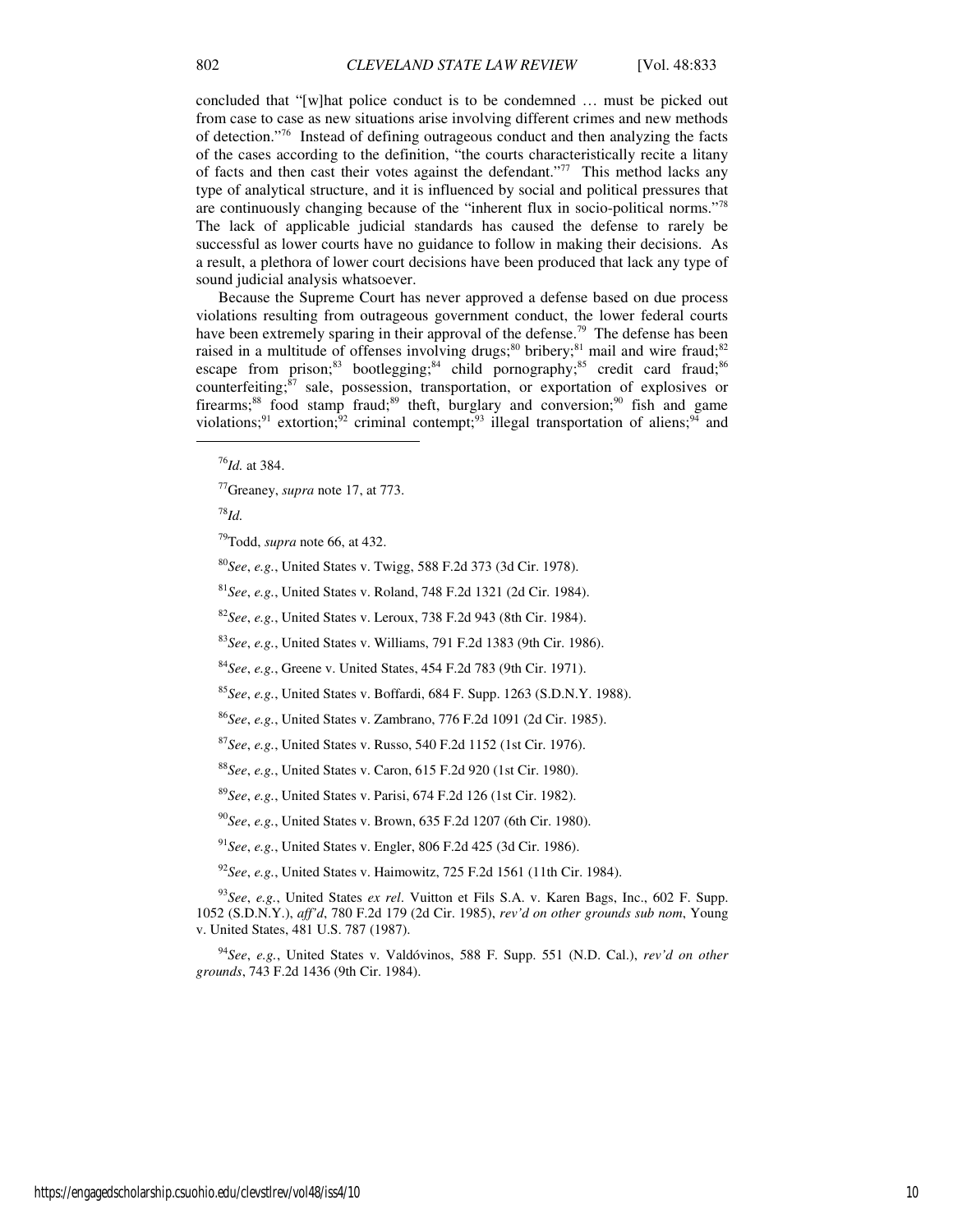concluded that "[w]hat police conduct is to be condemned … must be picked out from case to case as new situations arise involving different crimes and new methods of detection."[76] Instead of defining outrageous conduct and then analyzing the facts of the cases according to the definition, "the courts characteristically recite a litany of facts and then cast their votes against the defendant."[77] This method lacks any type of analytical structure, and it is influenced by social and political pressures that are continuously changing because of the "inherent flux in socio-political norms."[78] The lack of applicable judicial standards has caused the defense to rarely be successful as lower courts have no guidance to follow in making their decisions. As a result, a plethora of lower court decisions have been produced that lack any type of sound judicial analysis whatsoever.

Because the Supreme Court has never approved a defense based on due process violations resulting from outrageous government conduct, the lower federal courts have been extremely sparing in their approval of the defense.[79] The defense has been raised in a multitude of offenses involving drugs;[80] bribery;[81] mail and wire fraud;[82] escape from prison;[83] bootlegging;[84] child pornography;[85] credit card fraud;[86] counterfeiting;[87] sale, possession, transportation, or exportation of explosives or firearms;[88] food stamp fraud;[89] theft, burglary and conversion;[90] fish and game violations;[91] extortion;[92] criminal contempt;[93] illegal transportation of aliens;[94] and

---

[76] *Id.* at 384.

[77] Greaney, *supra* note 17, at 773.

[78] *Id.*

[79] Todd, *supra* note 66, at 432.

[80] *See*, *e.g.*, United States v. Twigg, 588 F.2d 373 (3d Cir. 1978).

[81] *See*, *e.g.*, United States v. Roland, 748 F.2d 1321 (2d Cir. 1984).

[82] *See*, *e.g.*, United States v. Leroux, 738 F.2d 943 (8th Cir. 1984).

[83] *See*, *e.g.*, United States v. Williams, 791 F.2d 1383 (9th Cir. 1986).

[84] *See*, *e.g.*, Greene v. United States, 454 F.2d 783 (9th Cir. 1971).

[85] *See*, *e.g.*, United States v. Boffardi, 684 F. Supp. 1263 (S.D.N.Y. 1988).

[86] *See*, *e.g.*, United States v. Zambrano, 776 F.2d 1091 (2d Cir. 1985).

[87] *See*, *e.g.*, United States v. Russo, 540 F.2d 1152 (1st Cir. 1976).

[88] *See*, *e.g.*, United States v. Caron, 615 F.2d 920 (1st Cir. 1980).

[89] *See*, *e.g.*, United States v. Parisi, 674 F.2d 126 (1st Cir. 1982).

[90] *See*, *e.g.*, United States v. Brown, 635 F.2d 1207 (6th Cir. 1980).

[91] *See*, *e.g.*, United States v. Engler, 806 F.2d 425 (3d Cir. 1986).

[92] *See*, *e.g.*, United States v. Haimowitz, 725 F.2d 1561 (11th Cir. 1984).

[93] *See*, *e.g.*, United States *ex rel*. Vuitton et Fils S.A. v. Karen Bags, Inc., 602 F. Supp. 1052 (S.D.N.Y.), *aff'd*, 780 F.2d 179 (2d Cir. 1985), *rev'd on other grounds sub nom*, Young v. United States, 481 U.S. 787 (1987).

[94] *See*, *e.g.*, United States v. Valdóvinos, 588 F. Supp. 551 (N.D. Cal.), *rev'd on other grounds*, 743 F.2d 1436 (9th Cir. 1984).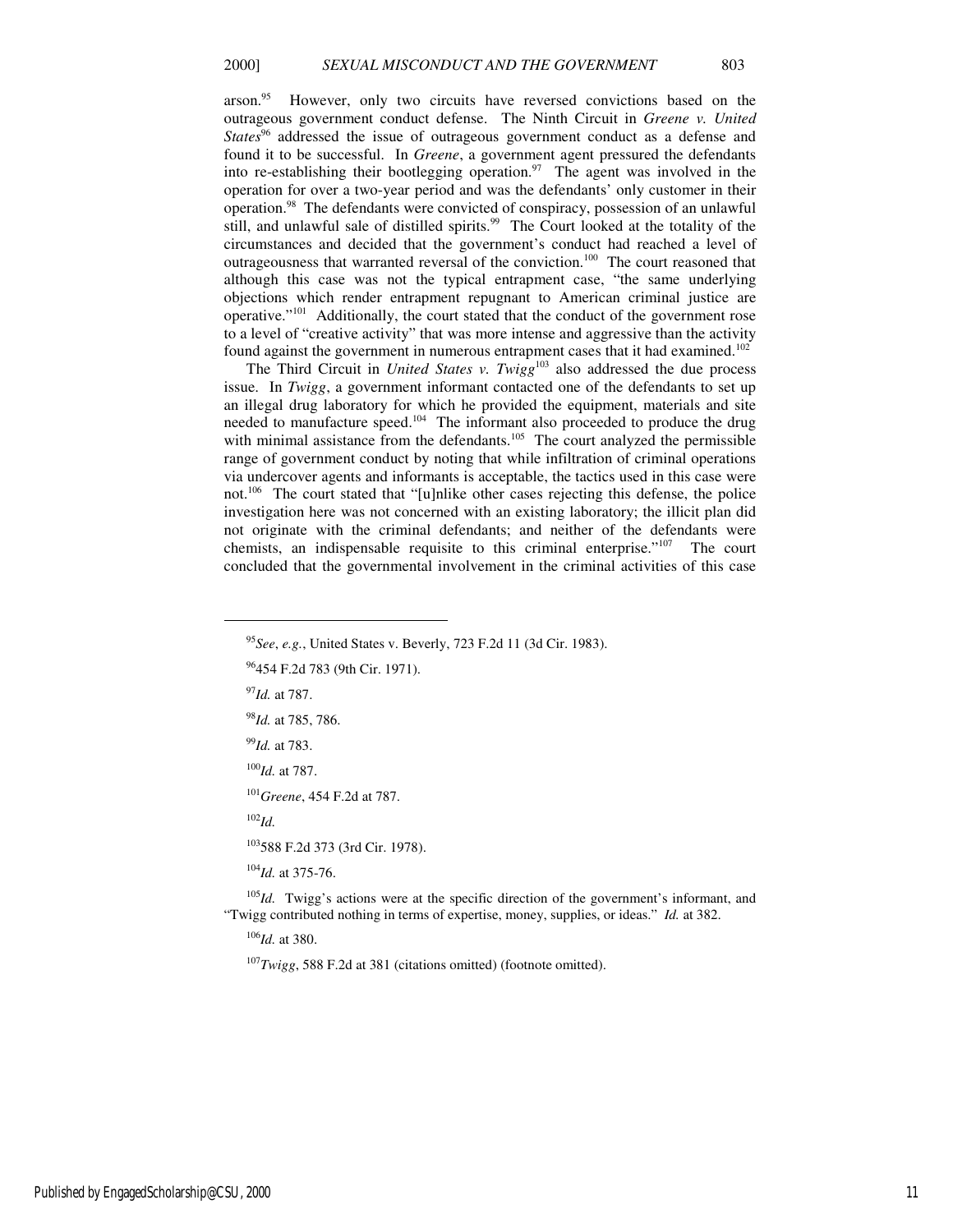arson.[95] However, only two circuits have reversed convictions based on the outrageous government conduct defense. The Ninth Circuit in *Greene v. United States*[96] addressed the issue of outrageous government conduct as a defense and found it to be successful. In *Greene*, a government agent pressured the defendants into re-establishing their bootlegging operation.[97] The agent was involved in the operation for over a two-year period and was the defendants' only customer in their operation.[98] The defendants were convicted of conspiracy, possession of an unlawful still, and unlawful sale of distilled spirits.[99] The Court looked at the totality of the circumstances and decided that the government's conduct had reached a level of outrageousness that warranted reversal of the conviction.[100] The court reasoned that although this case was not the typical entrapment case, "the same underlying objections which render entrapment repugnant to American criminal justice are operative."[101] Additionally, the court stated that the conduct of the government rose to a level of "creative activity" that was more intense and aggressive than the activity found against the government in numerous entrapment cases that it had examined.[102]

The Third Circuit in *United States v. Twigg*[103] also addressed the due process issue. In *Twigg*, a government informant contacted one of the defendants to set up an illegal drug laboratory for which he provided the equipment, materials and site needed to manufacture speed.[104] The informant also proceeded to produce the drug with minimal assistance from the defendants.[105] The court analyzed the permissible range of government conduct by noting that while infiltration of criminal operations via undercover agents and informants is acceptable, the tactics used in this case were not.[106] The court stated that "[u]nlike other cases rejecting this defense, the police investigation here was not concerned with an existing laboratory; the illicit plan did not originate with the criminal defendants; and neither of the defendants were chemists, an indispensable requisite to this criminal enterprise."[107] The court concluded that the governmental involvement in the criminal activities of this case

---

[95] *See*, *e.g.*, United States v. Beverly, 723 F.2d 11 (3d Cir. 1983).

[96] 454 F.2d 783 (9th Cir. 1971).

[97] *Id.* at 787.

[98] *Id.* at 785, 786.

[99] *Id.* at 783.

[100] *Id.* at 787.

[101] *Greene*, 454 F.2d at 787.

[102] *Id.*

[103] 588 F.2d 373 (3rd Cir. 1978).

[104] *Id.* at 375-76.

[105] *Id.* Twigg's actions were at the specific direction of the government's informant, and "Twigg contributed nothing in terms of expertise, money, supplies, or ideas." *Id.* at 382.

[106] *Id.* at 380.

[107] *Twigg*, 588 F.2d at 381 (citations omitted) (footnote omitted).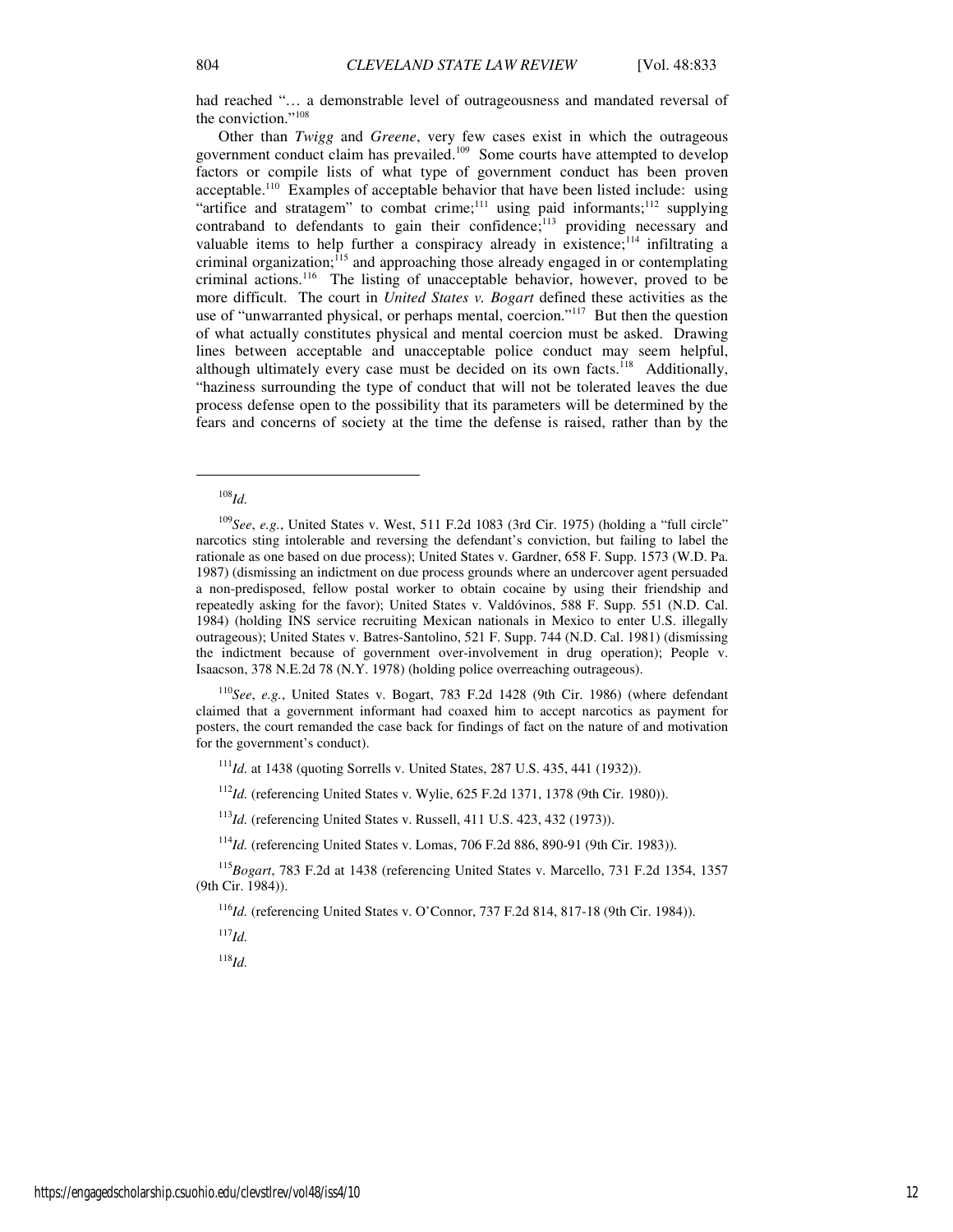had reached "… a demonstrable level of outrageousness and mandated reversal of the conviction."[108]

Other than *Twigg* and *Greene*, very few cases exist in which the outrageous government conduct claim has prevailed.[109] Some courts have attempted to develop factors or compile lists of what type of government conduct has been proven acceptable.[110] Examples of acceptable behavior that have been listed include: using "artifice and stratagem" to combat crime;[111] using paid informants;[112] supplying contraband to defendants to gain their confidence;[113] providing necessary and valuable items to help further a conspiracy already in existence;[114] infiltrating a criminal organization;[115] and approaching those already engaged in or contemplating criminal actions.[116] The listing of unacceptable behavior, however, proved to be more difficult. The court in *United States v. Bogart* defined these activities as the use of "unwarranted physical, or perhaps mental, coercion."[117] But then the question of what actually constitutes physical and mental coercion must be asked. Drawing lines between acceptable and unacceptable police conduct may seem helpful, although ultimately every case must be decided on its own facts.[118] Additionally, "haziness surrounding the type of conduct that will not be tolerated leaves the due process defense open to the possibility that its parameters will be determined by the fears and concerns of society at the time the defense is raised, rather than by the

---

[108] *Id.*

[109] *See*, *e.g.*, United States v. West, 511 F.2d 1083 (3rd Cir. 1975) (holding a "full circle" narcotics sting intolerable and reversing the defendant's conviction, but failing to label the rationale as one based on due process); United States v. Gardner, 658 F. Supp. 1573 (W.D. Pa. 1987) (dismissing an indictment on due process grounds where an undercover agent persuaded a non-predisposed, fellow postal worker to obtain cocaine by using their friendship and repeatedly asking for the favor); United States v. Valdóvinos, 588 F. Supp. 551 (N.D. Cal. 1984) (holding INS service recruiting Mexican nationals in Mexico to enter U.S. illegally outrageous); United States v. Batres-Santolino, 521 F. Supp. 744 (N.D. Cal. 1981) (dismissing the indictment because of government over-involvement in drug operation); People v. Isaacson, 378 N.E.2d 78 (N.Y. 1978) (holding police overreaching outrageous).

[110] *See*, *e.g.*, United States v. Bogart, 783 F.2d 1428 (9th Cir. 1986) (where defendant claimed that a government informant had coaxed him to accept narcotics as payment for posters, the court remanded the case back for findings of fact on the nature of and motivation for the government's conduct).

[111] *Id.* at 1438 (quoting Sorrells v. United States, 287 U.S. 435, 441 (1932)).

[112] *Id.* (referencing United States v. Wylie, 625 F.2d 1371, 1378 (9th Cir. 1980)).

[113] *Id.* (referencing United States v. Russell, 411 U.S. 423, 432 (1973)).

[114] *Id.* (referencing United States v. Lomas, 706 F.2d 886, 890-91 (9th Cir. 1983)).

[115] *Bogart*, 783 F.2d at 1438 (referencing United States v. Marcello, 731 F.2d 1354, 1357 (9th Cir. 1984)).

[116] *Id.* (referencing United States v. O'Connor, 737 F.2d 814, 817-18 (9th Cir. 1984)).

[117] *Id.*

[118] *Id.*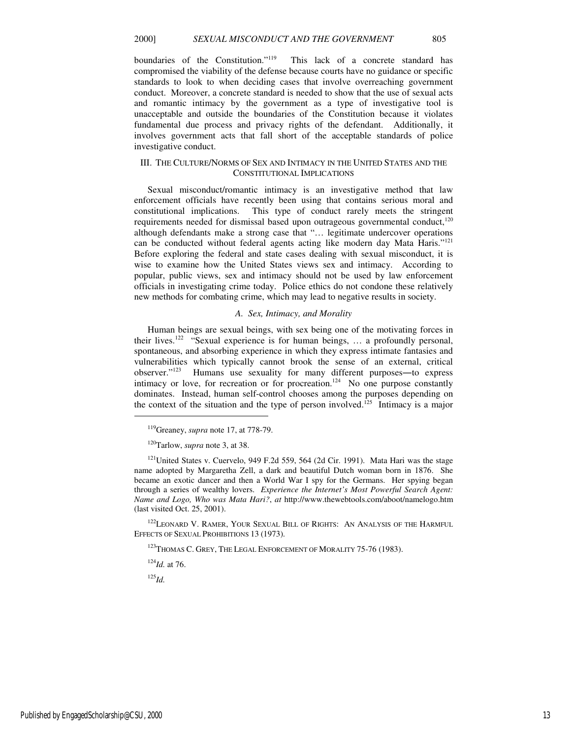boundaries of the Constitution."[119] This lack of a concrete standard has compromised the viability of the defense because courts have no guidance or specific standards to look to when deciding cases that involve overreaching government conduct. Moreover, a concrete standard is needed to show that the use of sexual acts and romantic intimacy by the government as a type of investigative tool is unacceptable and outside the boundaries of the Constitution because it violates fundamental due process and privacy rights of the defendant. Additionally, it involves government acts that fall short of the acceptable standards of police investigative conduct.

## III. THE CULTURE/NORMS OF SEX AND INTIMACY IN THE UNITED STATES AND THE CONSTITUTIONAL IMPLICATIONS

Sexual misconduct/romantic intimacy is an investigative method that law enforcement officials have recently been using that contains serious moral and constitutional implications. This type of conduct rarely meets the stringent requirements needed for dismissal based upon outrageous governmental conduct,[120] although defendants make a strong case that "… legitimate undercover operations can be conducted without federal agents acting like modern day Mata Haris."[121] Before exploring the federal and state cases dealing with sexual misconduct, it is wise to examine how the United States views sex and intimacy. According to popular, public views, sex and intimacy should not be used by law enforcement officials in investigating crime today. Police ethics do not condone these relatively new methods for combating crime, which may lead to negative results in society.

### *A. Sex, Intimacy, and Morality*

Human beings are sexual beings, with sex being one of the motivating forces in their lives.[122] "Sexual experience is for human beings, … a profoundly personal, spontaneous, and absorbing experience in which they express intimate fantasies and vulnerabilities which typically cannot brook the sense of an external, critical observer."[123] Humans use sexuality for many different purposes—to express intimacy or love, for recreation or for procreation.[124] No one purpose constantly dominates. Instead, human self-control chooses among the purposes depending on the context of the situation and the type of person involved.[125] Intimacy is a major

---

[119] Greaney, *supra* note 17, at 778-79.

[120] Tarlow, *supra* note 3, at 38.

[121] United States v. Cuervelo, 949 F.2d 559, 564 (2d Cir. 1991). Mata Hari was the stage name adopted by Margaretha Zell, a dark and beautiful Dutch woman born in 1876. She became an exotic dancer and then a World War I spy for the Germans. Her spying began through a series of wealthy lovers. *Experience the Internet's Most Powerful Search Agent: Name and Logo, Who was Mata Hari?*, *at* http://www.thewebtools.com/aboot/namelogo.htm (last visited Oct. 25, 2001).

[122] LEONARD V. RAMER, YOUR SEXUAL BILL OF RIGHTS: AN ANALYSIS OF THE HARMFUL EFFECTS OF SEXUAL PROHIBITIONS 13 (1973).

[123] THOMAS C. GREY, THE LEGAL ENFORCEMENT OF MORALITY 75-76 (1983).

[124] *Id.* at 76.

[125] *Id.*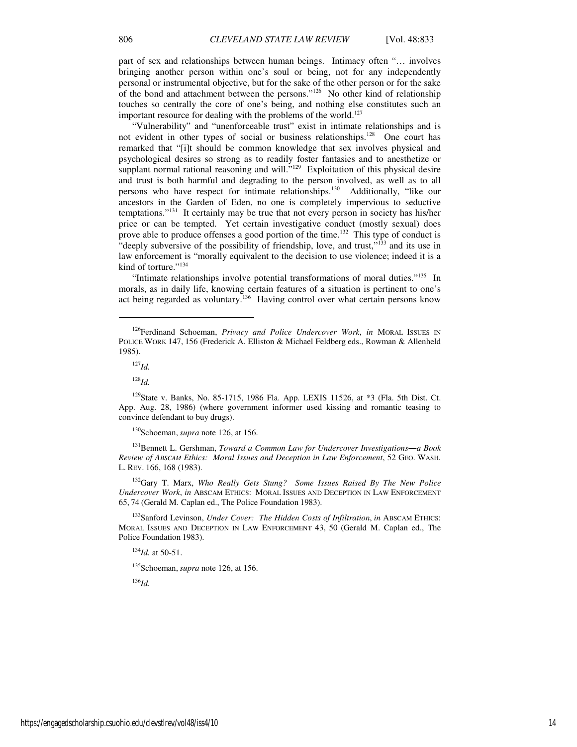part of sex and relationships between human beings. Intimacy often "… involves bringing another person within one's soul or being, not for any independently personal or instrumental objective, but for the sake of the other person or for the sake of the bond and attachment between the persons."[126] No other kind of relationship touches so centrally the core of one's being, and nothing else constitutes such an important resource for dealing with the problems of the world.[127]

"Vulnerability" and "unenforceable trust" exist in intimate relationships and is not evident in other types of social or business relationships.[128] One court has remarked that "[i]t should be common knowledge that sex involves physical and psychological desires so strong as to readily foster fantasies and to anesthetize or supplant normal rational reasoning and will."[129] Exploitation of this physical desire and trust is both harmful and degrading to the person involved, as well as to all persons who have respect for intimate relationships.[130] Additionally, "like our ancestors in the Garden of Eden, no one is completely impervious to seductive temptations."[131] It certainly may be true that not every person in society has his/her price or can be tempted. Yet certain investigative conduct (mostly sexual) does prove able to produce offenses a good portion of the time.[132] This type of conduct is "deeply subversive of the possibility of friendship, love, and trust,"[133] and its use in law enforcement is "morally equivalent to the decision to use violence; indeed it is a kind of torture."[134]

"Intimate relationships involve potential transformations of moral duties."[135] In morals, as in daily life, knowing certain features of a situation is pertinent to one's act being regarded as voluntary.[136] Having control over what certain persons know

---

[126] Ferdinand Schoeman, *Privacy and Police Undercover Work*, *in* MORAL ISSUES IN POLICE WORK 147, 156 (Frederick A. Elliston & Michael Feldberg eds., Rowman & Allenheld 1985).

[127] *Id.*

[128] *Id.*

[129] State v. Banks, No. 85-1715, 1986 Fla. App. LEXIS 11526, at *3 (Fla. 5th Dist. Ct. App. Aug. 28, 1986) (where government informer used kissing and romantic teasing to convince defendant to buy drugs).

[130] Schoeman, *supra* note 126, at 156.

[131] Bennett L. Gershman, *Toward a Common Law for Undercover Investigations—a Book Review of ABSCAM Ethics: Moral Issues and Deception in Law Enforcement*, 52 GEO. WASH. L. REV. 166, 168 (1983).

[132] Gary T. Marx, *Who Really Gets Stung? Some Issues Raised By The New Police Undercover Work*, *in* ABSCAM ETHICS: MORAL ISSUES AND DECEPTION IN LAW ENFORCEMENT 65, 74 (Gerald M. Caplan ed., The Police Foundation 1983).

[133] Sanford Levinson, *Under Cover: The Hidden Costs of Infiltration*, *in* ABSCAM ETHICS: MORAL ISSUES AND DECEPTION IN LAW ENFORCEMENT 43, 50 (Gerald M. Caplan ed., The Police Foundation 1983).

[134] *Id.* at 50-51.

[135] Schoeman, *supra* note 126, at 156.

[136] *Id.*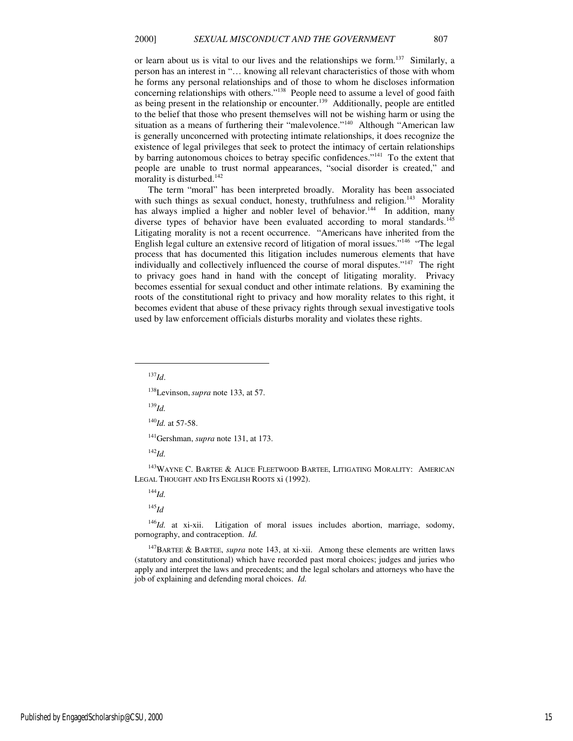or learn about us is vital to our lives and the relationships we form.[137] Similarly, a person has an interest in "… knowing all relevant characteristics of those with whom he forms any personal relationships and of those to whom he discloses information concerning relationships with others."[138] People need to assume a level of good faith as being present in the relationship or encounter.[139] Additionally, people are entitled to the belief that those who present themselves will not be wishing harm or using the situation as a means of furthering their "malevolence."[140] Although "American law is generally unconcerned with protecting intimate relationships, it does recognize the existence of legal privileges that seek to protect the intimacy of certain relationships by barring autonomous choices to betray specific confidences."[141] To the extent that people are unable to trust normal appearances, "social disorder is created," and morality is disturbed.[142]

The term "moral" has been interpreted broadly. Morality has been associated with such things as sexual conduct, honesty, truthfulness and religion.[143] Morality has always implied a higher and nobler level of behavior.[144] In addition, many diverse types of behavior have been evaluated according to moral standards.[145] Litigating morality is not a recent occurrence. "Americans have inherited from the English legal culture an extensive record of litigation of moral issues."[146] "The legal process that has documented this litigation includes numerous elements that have individually and collectively influenced the course of moral disputes."[147] The right to privacy goes hand in hand with the concept of litigating morality. Privacy becomes essential for sexual conduct and other intimate relations. By examining the roots of the constitutional right to privacy and how morality relates to this right, it becomes evident that abuse of these privacy rights through sexual investigative tools used by law enforcement officials disturbs morality and violates these rights.

---

[137] *Id*.

[138] Levinson, *supra* note 133, at 57.

[139] *Id.*

[140] *Id.* at 57-58.

[141] Gershman, *supra* note 131, at 173.

[142] *Id.*

[143] WAYNE C. BARTEE & ALICE FLEETWOOD BARTEE, LITIGATING MORALITY: AMERICAN LEGAL THOUGHT AND ITS ENGLISH ROOTS xi (1992).

[144] *Id.*

[145] *Id*

[146] *Id.* at xi-xii. Litigation of moral issues includes abortion, marriage, sodomy, pornography, and contraception. *Id.*

[147] BARTEE & BARTEE, *supra* note 143, at xi-xii. Among these elements are written laws (statutory and constitutional) which have recorded past moral choices; judges and juries who apply and interpret the laws and precedents; and the legal scholars and attorneys who have the job of explaining and defending moral choices. *Id.*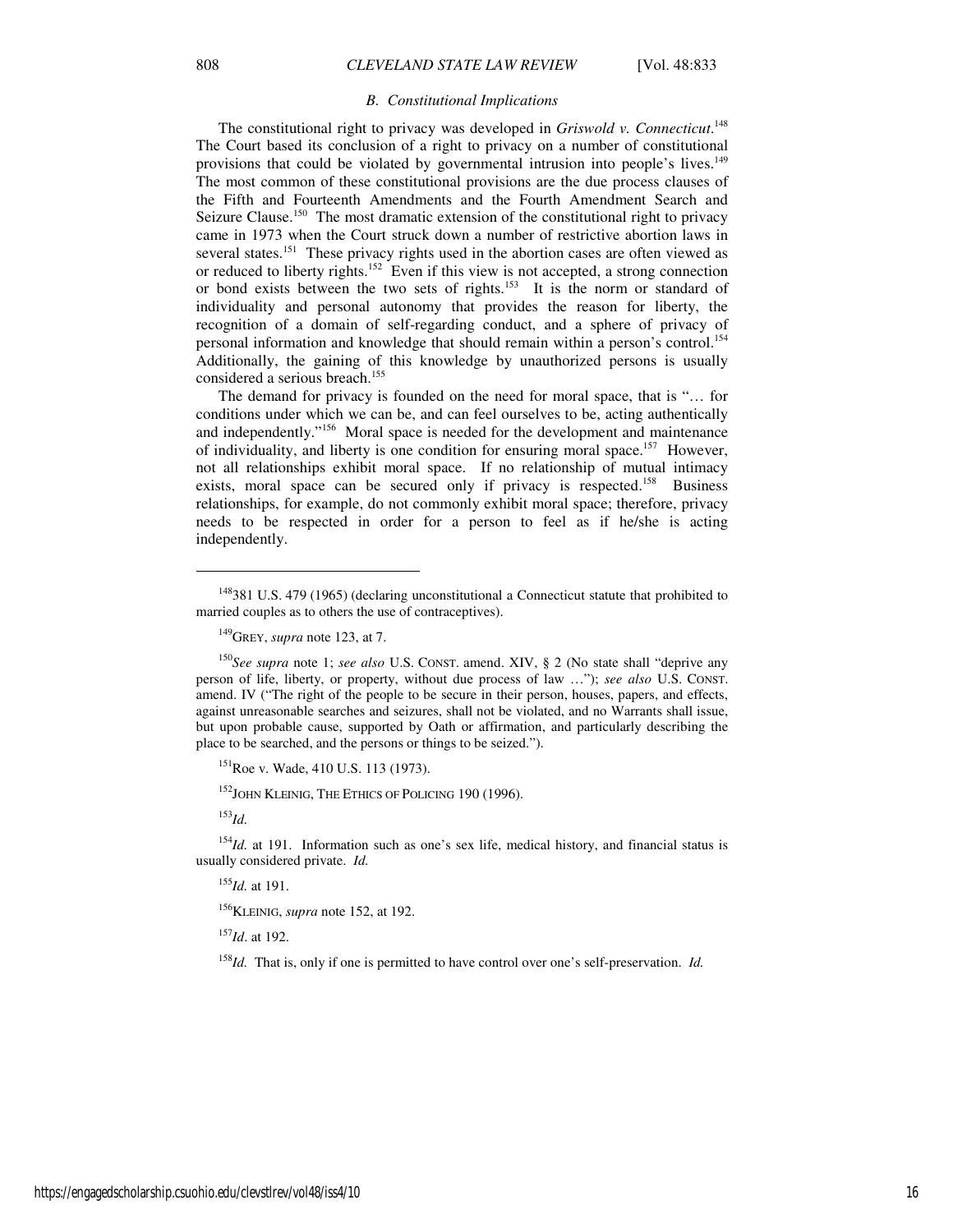### *B. Constitutional Implications*

The constitutional right to privacy was developed in *Griswold v. Connecticut*.[148] The Court based its conclusion of a right to privacy on a number of constitutional provisions that could be violated by governmental intrusion into people's lives.[149] The most common of these constitutional provisions are the due process clauses of the Fifth and Fourteenth Amendments and the Fourth Amendment Search and Seizure Clause.[150] The most dramatic extension of the constitutional right to privacy came in 1973 when the Court struck down a number of restrictive abortion laws in several states.[151] These privacy rights used in the abortion cases are often viewed as or reduced to liberty rights.[152] Even if this view is not accepted, a strong connection or bond exists between the two sets of rights.[153] It is the norm or standard of individuality and personal autonomy that provides the reason for liberty, the recognition of a domain of self-regarding conduct, and a sphere of privacy of personal information and knowledge that should remain within a person's control.[154] Additionally, the gaining of this knowledge by unauthorized persons is usually considered a serious breach.[155]

The demand for privacy is founded on the need for moral space, that is "… for conditions under which we can be, and can feel ourselves to be, acting authentically and independently."[156] Moral space is needed for the development and maintenance of individuality, and liberty is one condition for ensuring moral space.[157] However, not all relationships exhibit moral space. If no relationship of mutual intimacy exists, moral space can be secured only if privacy is respected.[158] Business relationships, for example, do not commonly exhibit moral space; therefore, privacy needs to be respected in order for a person to feel as if he/she is acting independently.

---

[148] 381 U.S. 479 (1965) (declaring unconstitutional a Connecticut statute that prohibited to married couples as to others the use of contraceptives).

[149] GREY, *supra* note 123, at 7.

[150] *See supra* note 1; *see also* U.S. CONST. amend. XIV, § 2 (No state shall "deprive any person of life, liberty, or property, without due process of law …"); *see also* U.S. CONST. amend. IV ("The right of the people to be secure in their person, houses, papers, and effects, against unreasonable searches and seizures, shall not be violated, and no Warrants shall issue, but upon probable cause, supported by Oath or affirmation, and particularly describing the place to be searched, and the persons or things to be seized.").

[151] Roe v. Wade, 410 U.S. 113 (1973).

[152] JOHN KLEINIG, THE ETHICS OF POLICING 190 (1996).

[153] *Id.*

[154] *Id.* at 191. Information such as one's sex life, medical history, and financial status is usually considered private. *Id.*

[155] *Id.* at 191.

[156] KLEINIG, *supra* note 152, at 192.

[157] *Id*. at 192.

[158] *Id.* That is, only if one is permitted to have control over one's self-preservation. *Id.*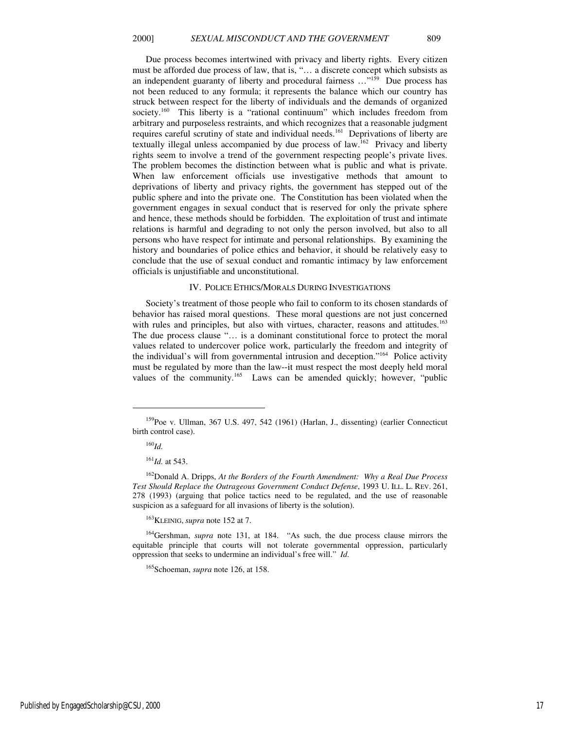Due process becomes intertwined with privacy and liberty rights. Every citizen must be afforded due process of law, that is, "… a discrete concept which subsists as an independent guaranty of liberty and procedural fairness …"[159] Due process has not been reduced to any formula; it represents the balance which our country has struck between respect for the liberty of individuals and the demands of organized society.[160] This liberty is a "rational continuum" which includes freedom from arbitrary and purposeless restraints, and which recognizes that a reasonable judgment requires careful scrutiny of state and individual needs.[161] Deprivations of liberty are textually illegal unless accompanied by due process of law.[162] Privacy and liberty rights seem to involve a trend of the government respecting people's private lives. The problem becomes the distinction between what is public and what is private. When law enforcement officials use investigative methods that amount to deprivations of liberty and privacy rights, the government has stepped out of the public sphere and into the private one. The Constitution has been violated when the government engages in sexual conduct that is reserved for only the private sphere and hence, these methods should be forbidden. The exploitation of trust and intimate relations is harmful and degrading to not only the person involved, but also to all persons who have respect for intimate and personal relationships. By examining the history and boundaries of police ethics and behavior, it should be relatively easy to conclude that the use of sexual conduct and romantic intimacy by law enforcement officials is unjustifiable and unconstitutional.

## IV. Police Ethics/Morals During Investigations

Society's treatment of those people who fail to conform to its chosen standards of behavior has raised moral questions. These moral questions are not just concerned with rules and principles, but also with virtues, character, reasons and attitudes.[163] The due process clause "… is a dominant constitutional force to protect the moral values related to undercover police work, particularly the freedom and integrity of the individual's will from governmental intrusion and deception."[164] Police activity must be regulated by more than the law--it must respect the most deeply held moral values of the community.[165] Laws can be amended quickly; however, "public

---

[159]Poe v. Ullman, 367 U.S. 497, 542 (1961) (Harlan, J., dissenting) (earlier Connecticut birth control case).

[160]*Id.*

[161]*Id.* at 543.

[162]Donald A. Dripps, *At the Borders of the Fourth Amendment: Why a Real Due Process Test Should Replace the Outrageous Government Conduct Defense*, 1993 U. ILL. L. REV. 261, 278 (1993) (arguing that police tactics need to be regulated, and the use of reasonable suspicion as a safeguard for all invasions of liberty is the solution).

[163]KLEINIG, *supra* note 152 at 7.

[164]Gershman, *supra* note 131, at 184. "As such, the due process clause mirrors the equitable principle that courts will not tolerate governmental oppression, particularly oppression that seeks to undermine an individual's free will." *Id.*

[165]Schoeman, *supra* note 126, at 158.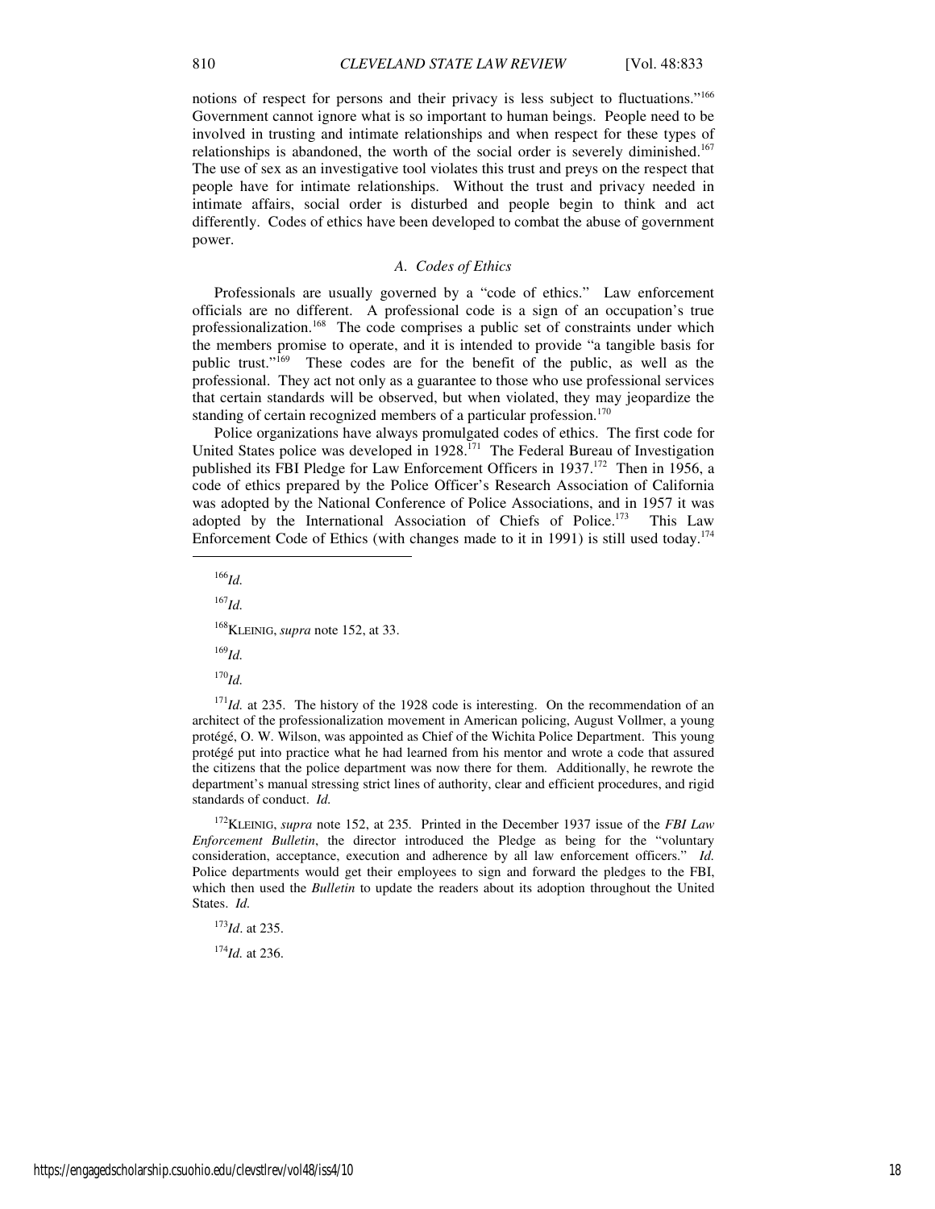notions of respect for persons and their privacy is less subject to fluctuations."[166] Government cannot ignore what is so important to human beings. People need to be involved in trusting and intimate relationships and when respect for these types of relationships is abandoned, the worth of the social order is severely diminished.[167] The use of sex as an investigative tool violates this trust and preys on the respect that people have for intimate relationships. Without the trust and privacy needed in intimate affairs, social order is disturbed and people begin to think and act differently. Codes of ethics have been developed to combat the abuse of government power.

### *A. Codes of Ethics*

Professionals are usually governed by a "code of ethics." Law enforcement officials are no different. A professional code is a sign of an occupation's true professionalization.[168] The code comprises a public set of constraints under which the members promise to operate, and it is intended to provide "a tangible basis for public trust."[169] These codes are for the benefit of the public, as well as the professional. They act not only as a guarantee to those who use professional services that certain standards will be observed, but when violated, they may jeopardize the standing of certain recognized members of a particular profession.[170]

Police organizations have always promulgated codes of ethics. The first code for United States police was developed in 1928.[171] The Federal Bureau of Investigation published its FBI Pledge for Law Enforcement Officers in 1937.[172] Then in 1956, a code of ethics prepared by the Police Officer's Research Association of California was adopted by the National Conference of Police Associations, and in 1957 it was adopted by the International Association of Chiefs of Police.[173] This Law Enforcement Code of Ethics (with changes made to it in 1991) is still used today.[174]

---

[166] *Id.*

[167] *Id.*

[168] KLEINIG, *supra* note 152, at 33.

[169] *Id.*

[170] *Id.*

[171] *Id.* at 235. The history of the 1928 code is interesting. On the recommendation of an architect of the professionalization movement in American policing, August Vollmer, a young protégé, O. W. Wilson, was appointed as Chief of the Wichita Police Department. This young protégé put into practice what he had learned from his mentor and wrote a code that assured the citizens that the police department was now there for them. Additionally, he rewrote the department's manual stressing strict lines of authority, clear and efficient procedures, and rigid standards of conduct. *Id.*

[172] KLEINIG, *supra* note 152, at 235. Printed in the December 1937 issue of the *FBI Law Enforcement Bulletin*, the director introduced the Pledge as being for the "voluntary consideration, acceptance, execution and adherence by all law enforcement officers." *Id.* Police departments would get their employees to sign and forward the pledges to the FBI, which then used the *Bulletin* to update the readers about its adoption throughout the United States. *Id.*

[173] *Id*. at 235.

[174] *Id.* at 236.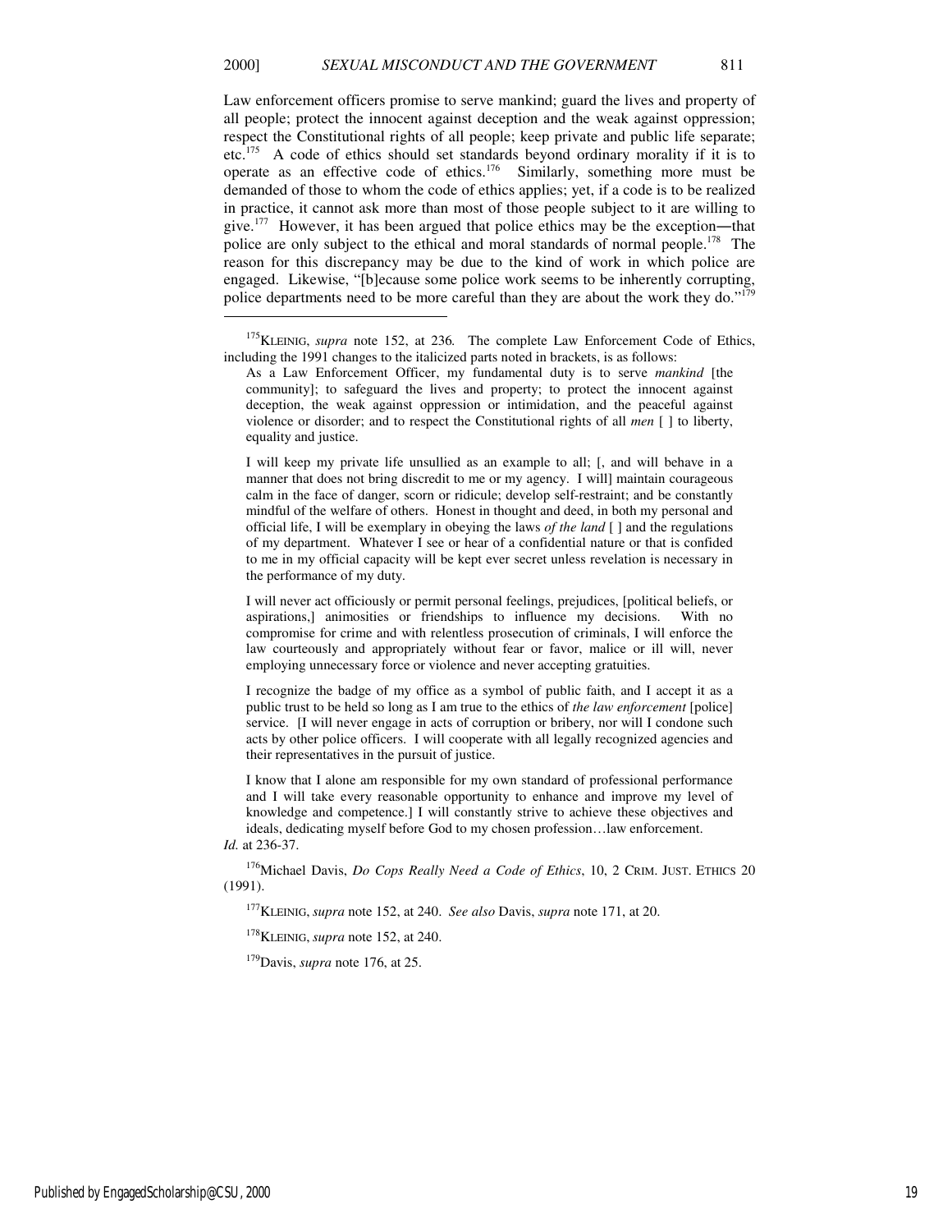Law enforcement officers promise to serve mankind; guard the lives and property of all people; protect the innocent against deception and the weak against oppression; respect the Constitutional rights of all people; keep private and public life separate; etc.[175] A code of ethics should set standards beyond ordinary morality if it is to operate as an effective code of ethics.[176] Similarly, something more must be demanded of those to whom the code of ethics applies; yet, if a code is to be realized in practice, it cannot ask more than most of those people subject to it are willing to give.[177] However, it has been argued that police ethics may be the exception—that police are only subject to the ethical and moral standards of normal people.[178] The reason for this discrepancy may be due to the kind of work in which police are engaged. Likewise, "[b]ecause some police work seems to be inherently corrupting, police departments need to be more careful than they are about the work they do."[179]

---

[175]KLEINIG, *supra* note 152, at 236. The complete Law Enforcement Code of Ethics, including the 1991 changes to the italicized parts noted in brackets, is as follows:

> As a Law Enforcement Officer, my fundamental duty is to serve *mankind* [the community]; to safeguard the lives and property; to protect the innocent against deception, the weak against oppression or intimidation, and the peaceful against violence or disorder; and to respect the Constitutional rights of all *men* [ ] to liberty, equality and justice.
>
> I will keep my private life unsullied as an example to all; [, and will behave in a manner that does not bring discredit to me or my agency. I will] maintain courageous calm in the face of danger, scorn or ridicule; develop self-restraint; and be constantly mindful of the welfare of others. Honest in thought and deed, in both my personal and official life, I will be exemplary in obeying the laws *of the land* [ ] and the regulations of my department. Whatever I see or hear of a confidential nature or that is confided to me in my official capacity will be kept ever secret unless revelation is necessary in the performance of my duty.
>
> I will never act officiously or permit personal feelings, prejudices, [political beliefs, or aspirations,] animosities or friendships to influence my decisions. With no compromise for crime and with relentless prosecution of criminals, I will enforce the law courteously and appropriately without fear or favor, malice or ill will, never employing unnecessary force or violence and never accepting gratuities.
>
> I recognize the badge of my office as a symbol of public faith, and I accept it as a public trust to be held so long as I am true to the ethics of *the law enforcement* [police] service. [I will never engage in acts of corruption or bribery, nor will I condone such acts by other police officers. I will cooperate with all legally recognized agencies and their representatives in the pursuit of justice.
>
> I know that I alone am responsible for my own standard of professional performance and I will take every reasonable opportunity to enhance and improve my level of knowledge and competence.] I will constantly strive to achieve these objectives and ideals, dedicating myself before God to my chosen profession…law enforcement.

*Id.* at 236-37.

[176]Michael Davis, *Do Cops Really Need a Code of Ethics*, 10, 2 CRIM. JUST. ETHICS 20 (1991).

[177]KLEINIG, *supra* note 152, at 240. *See also* Davis, *supra* note 171, at 20.

[178]KLEINIG, *supra* note 152, at 240.

[179]Davis, *supra* note 176, at 25.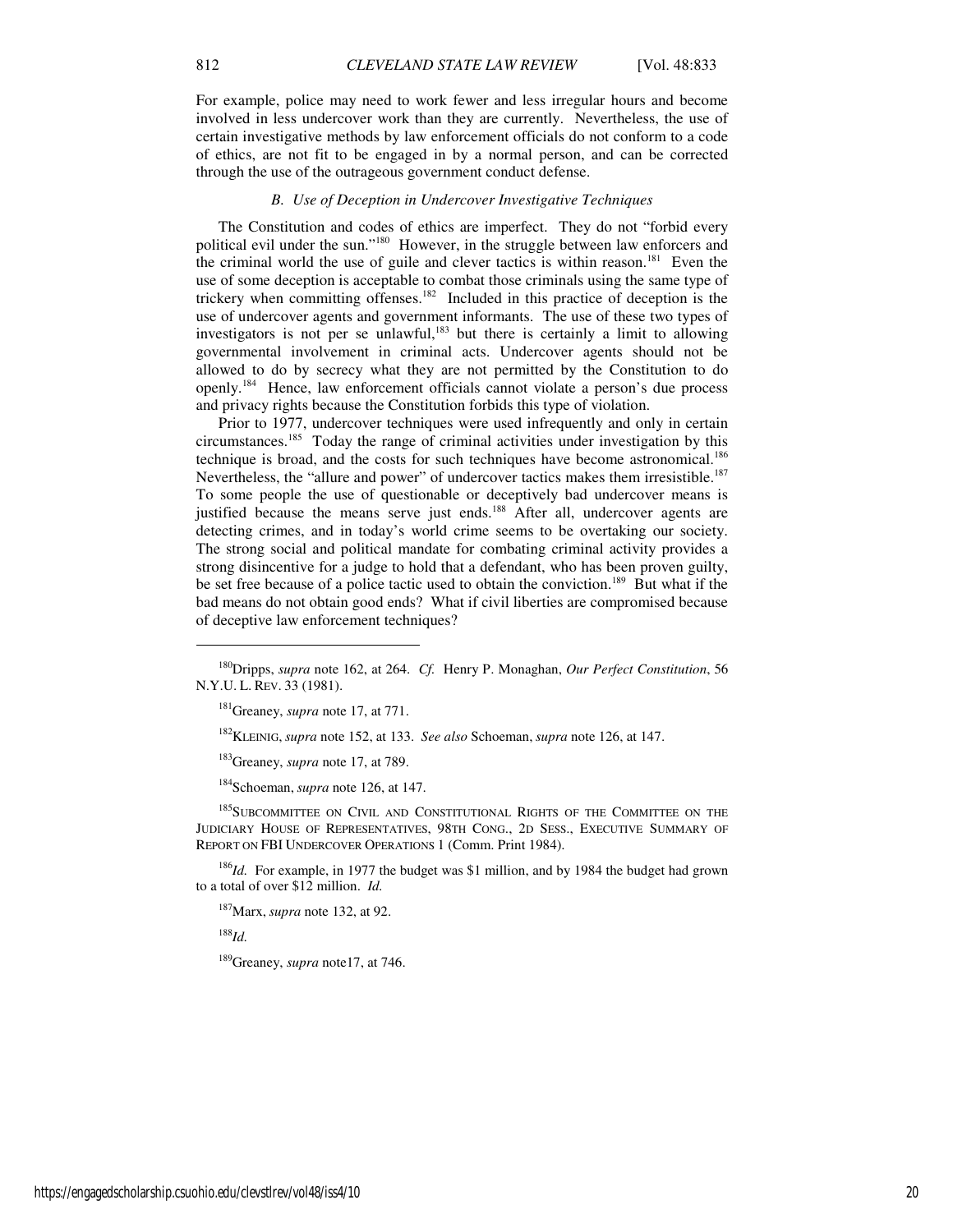For example, police may need to work fewer and less irregular hours and become involved in less undercover work than they are currently. Nevertheless, the use of certain investigative methods by law enforcement officials do not conform to a code of ethics, are not fit to be engaged in by a normal person, and can be corrected through the use of the outrageous government conduct defense.

### *B. Use of Deception in Undercover Investigative Techniques*

The Constitution and codes of ethics are imperfect. They do not "forbid every political evil under the sun."[180] However, in the struggle between law enforcers and the criminal world the use of guile and clever tactics is within reason.[181] Even the use of some deception is acceptable to combat those criminals using the same type of trickery when committing offenses.[182] Included in this practice of deception is the use of undercover agents and government informants. The use of these two types of investigators is not per se unlawful,[183] but there is certainly a limit to allowing governmental involvement in criminal acts. Undercover agents should not be allowed to do by secrecy what they are not permitted by the Constitution to do openly.[184] Hence, law enforcement officials cannot violate a person's due process and privacy rights because the Constitution forbids this type of violation.

Prior to 1977, undercover techniques were used infrequently and only in certain circumstances.[185] Today the range of criminal activities under investigation by this technique is broad, and the costs for such techniques have become astronomical.[186] Nevertheless, the "allure and power" of undercover tactics makes them irresistible.[187] To some people the use of questionable or deceptively bad undercover means is justified because the means serve just ends.[188] After all, undercover agents are detecting crimes, and in today's world crime seems to be overtaking our society. The strong social and political mandate for combating criminal activity provides a strong disincentive for a judge to hold that a defendant, who has been proven guilty, be set free because of a police tactic used to obtain the conviction.[189] But what if the bad means do not obtain good ends? What if civil liberties are compromised because of deceptive law enforcement techniques?

---

[180]Dripps, *supra* note 162, at 264. *Cf.* Henry P. Monaghan, *Our Perfect Constitution*, 56 N.Y.U. L. REV. 33 (1981).

[181]Greaney, *supra* note 17, at 771.

[182]KLEINIG, *supra* note 152, at 133. *See also* Schoeman, *supra* note 126, at 147.

[183]Greaney, *supra* note 17, at 789.

[184]Schoeman, *supra* note 126, at 147.

[185]SUBCOMMITTEE ON CIVIL AND CONSTITUTIONAL RIGHTS OF THE COMMITTEE ON THE JUDICIARY HOUSE OF REPRESENTATIVES, 98TH CONG., 2D SESS., EXECUTIVE SUMMARY OF REPORT ON FBI UNDERCOVER OPERATIONS 1 (Comm. Print 1984).

[186]*Id.* For example, in 1977 the budget was $1 million, and by 1984 the budget had grown to a total of over $12 million. *Id.*

[187]Marx, *supra* note 132, at 92.

[188]*Id.*

[189]Greaney, *supra* note17, at 746.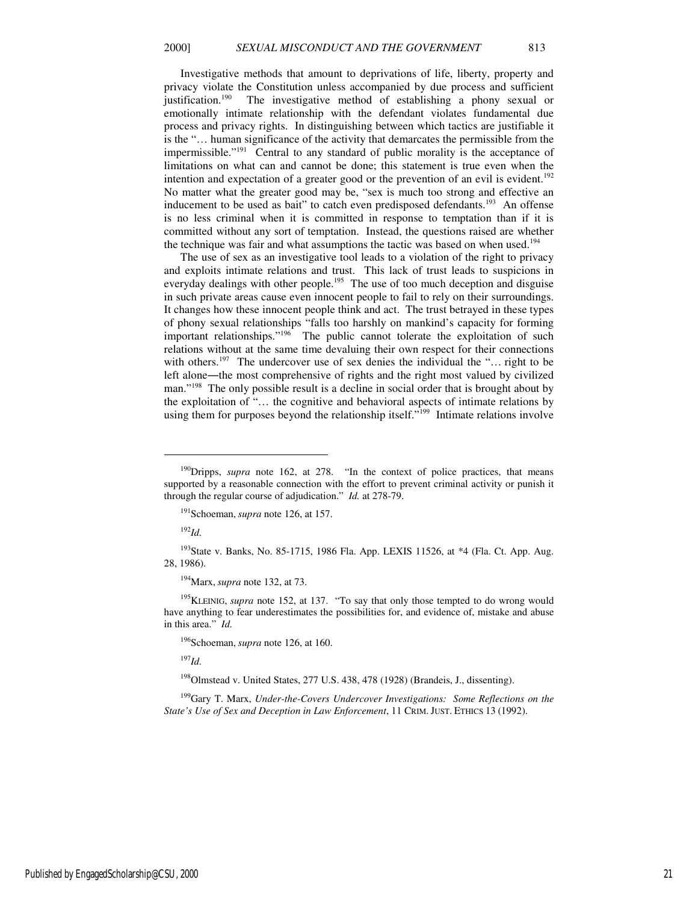Investigative methods that amount to deprivations of life, liberty, property and privacy violate the Constitution unless accompanied by due process and sufficient justification.[190] The investigative method of establishing a phony sexual or emotionally intimate relationship with the defendant violates fundamental due process and privacy rights. In distinguishing between which tactics are justifiable it is the "… human significance of the activity that demarcates the permissible from the impermissible."[191] Central to any standard of public morality is the acceptance of limitations on what can and cannot be done; this statement is true even when the intention and expectation of a greater good or the prevention of an evil is evident.[192] No matter what the greater good may be, "sex is much too strong and effective an inducement to be used as bait" to catch even predisposed defendants.[193] An offense is no less criminal when it is committed in response to temptation than if it is committed without any sort of temptation. Instead, the questions raised are whether the technique was fair and what assumptions the tactic was based on when used.[194]

The use of sex as an investigative tool leads to a violation of the right to privacy and exploits intimate relations and trust. This lack of trust leads to suspicions in everyday dealings with other people.[195] The use of too much deception and disguise in such private areas cause even innocent people to fail to rely on their surroundings. It changes how these innocent people think and act. The trust betrayed in these types of phony sexual relationships "falls too harshly on mankind's capacity for forming important relationships."[196] The public cannot tolerate the exploitation of such relations without at the same time devaluing their own respect for their connections with others.[197] The undercover use of sex denies the individual the "… right to be left alone—the most comprehensive of rights and the right most valued by civilized man."[198] The only possible result is a decline in social order that is brought about by the exploitation of "… the cognitive and behavioral aspects of intimate relations by using them for purposes beyond the relationship itself."[199] Intimate relations involve

---

[190] Dripps, *supra* note 162, at 278. "In the context of police practices, that means supported by a reasonable connection with the effort to prevent criminal activity or punish it through the regular course of adjudication." *Id.* at 278-79.

[191] Schoeman, *supra* note 126, at 157.

[192] *Id.*

[193] State v. Banks, No. 85-1715, 1986 Fla. App. LEXIS 11526, at *4 (Fla. Ct. App. Aug. 28, 1986).

[194] Marx, *supra* note 132, at 73.

[195] KLEINIG, *supra* note 152, at 137. "To say that only those tempted to do wrong would have anything to fear underestimates the possibilities for, and evidence of, mistake and abuse in this area." *Id.*

[196] Schoeman, *supra* note 126, at 160.

[197] *Id.*

[198] Olmstead v. United States, 277 U.S. 438, 478 (1928) (Brandeis, J., dissenting).

[199] Gary T. Marx, *Under-the-Covers Undercover Investigations: Some Reflections on the State's Use of Sex and Deception in Law Enforcement*, 11 CRIM. JUST. ETHICS 13 (1992).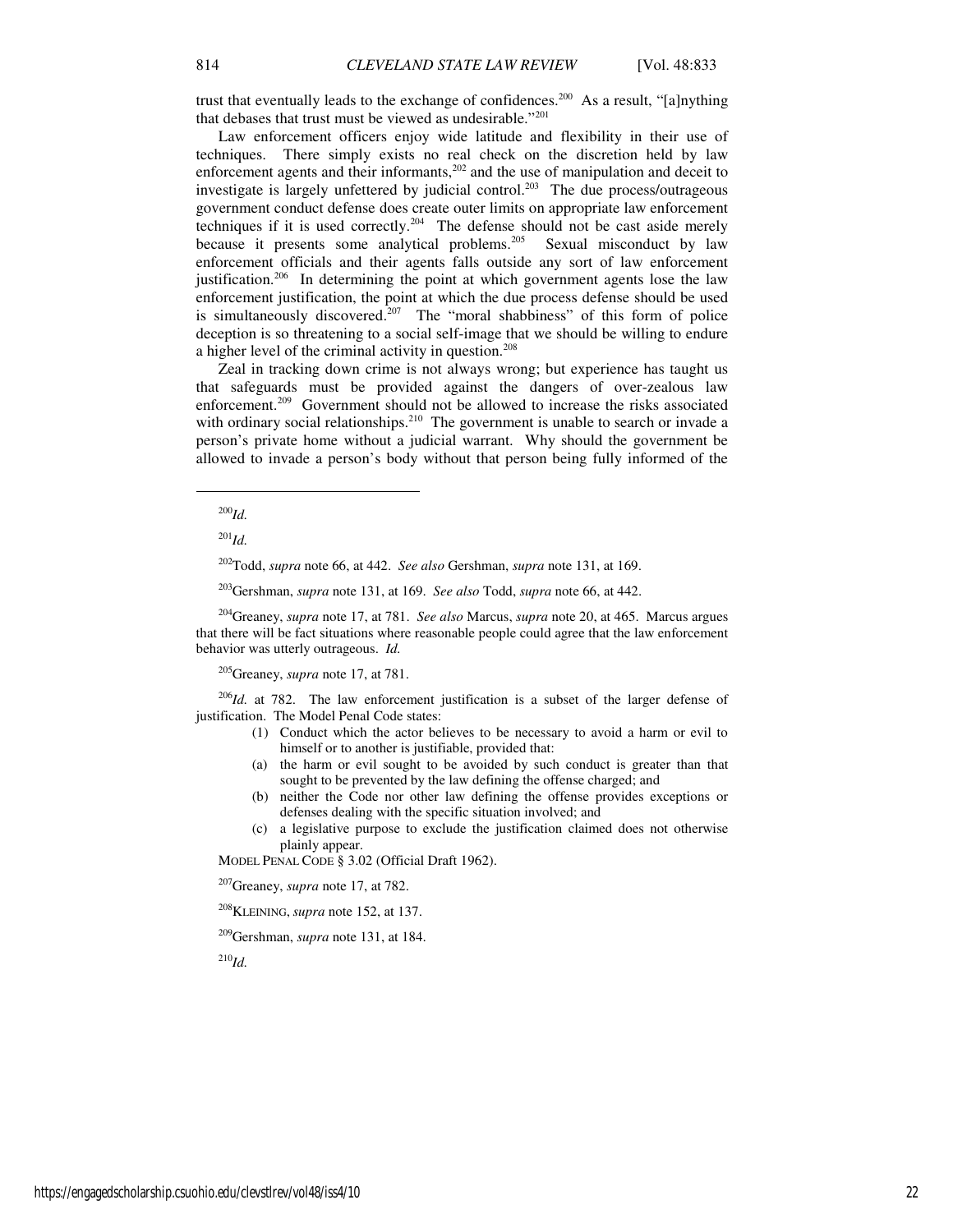trust that eventually leads to the exchange of confidences.[200] As a result, "[a]nything that debases that trust must be viewed as undesirable."[201]

Law enforcement officers enjoy wide latitude and flexibility in their use of techniques. There simply exists no real check on the discretion held by law enforcement agents and their informants,[202] and the use of manipulation and deceit to investigate is largely unfettered by judicial control.[203] The due process/outrageous government conduct defense does create outer limits on appropriate law enforcement techniques if it is used correctly.[204] The defense should not be cast aside merely because it presents some analytical problems.[205] Sexual misconduct by law enforcement officials and their agents falls outside any sort of law enforcement justification.[206] In determining the point at which government agents lose the law enforcement justification, the point at which the due process defense should be used is simultaneously discovered.[207] The "moral shabbiness" of this form of police deception is so threatening to a social self-image that we should be willing to endure a higher level of the criminal activity in question.[208]

Zeal in tracking down crime is not always wrong; but experience has taught us that safeguards must be provided against the dangers of over-zealous law enforcement.[209] Government should not be allowed to increase the risks associated with ordinary social relationships.[210] The government is unable to search or invade a person's private home without a judicial warrant. Why should the government be allowed to invade a person's body without that person being fully informed of the

---

[200] *Id.*

[201] *Id.*

[202] Todd, *supra* note 66, at 442. *See also* Gershman, *supra* note 131, at 169.

[203] Gershman, *supra* note 131, at 169. *See also* Todd, *supra* note 66, at 442.

[204] Greaney, *supra* note 17, at 781. *See also* Marcus, *supra* note 20, at 465. Marcus argues that there will be fact situations where reasonable people could agree that the law enforcement behavior was utterly outrageous. *Id.*

[205] Greaney, *supra* note 17, at 781.

[206] *Id.* at 782. The law enforcement justification is a subset of the larger defense of justification. The Model Penal Code states:

> (1) Conduct which the actor believes to be necessary to avoid a harm or evil to himself or to another is justifiable, provided that:
>
> (a) the harm or evil sought to be avoided by such conduct is greater than that sought to be prevented by the law defining the offense charged; and
>
> (b) neither the Code nor other law defining the offense provides exceptions or defenses dealing with the specific situation involved; and
>
> (c) a legislative purpose to exclude the justification claimed does not otherwise plainly appear.

MODEL PENAL CODE § 3.02 (Official Draft 1962).

[207] Greaney, *supra* note 17, at 782.

[208] KLEINING, *supra* note 152, at 137.

[209] Gershman, *supra* note 131, at 184.

[210] *Id.*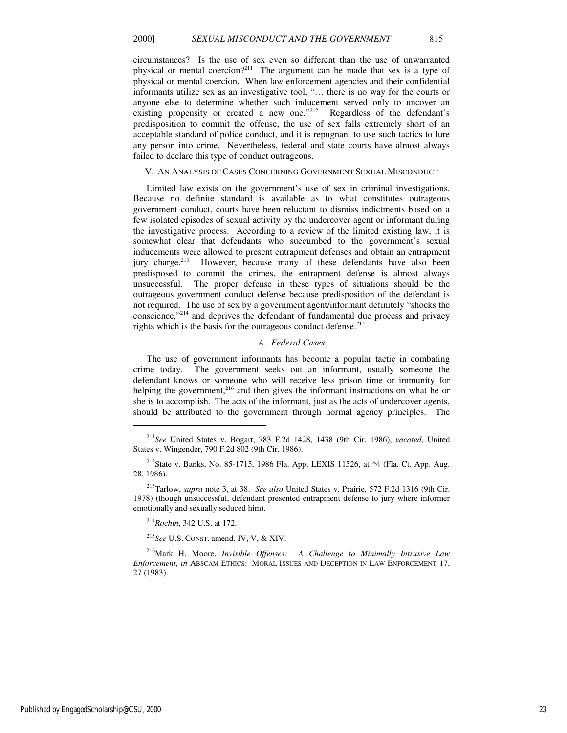circumstances? Is the use of sex even so different than the use of unwarranted physical or mental coercion?[211] The argument can be made that sex is a type of physical or mental coercion. When law enforcement agencies and their confidential informants utilize sex as an investigative tool, "… there is no way for the courts or anyone else to determine whether such inducement served only to uncover an existing propensity or created a new one."[212] Regardless of the defendant's predisposition to commit the offense, the use of sex falls extremely short of an acceptable standard of police conduct, and it is repugnant to use such tactics to lure any person into crime. Nevertheless, federal and state courts have almost always failed to declare this type of conduct outrageous.

## V. An Analysis of Cases Concerning Government Sexual Misconduct

Limited law exists on the government's use of sex in criminal investigations. Because no definite standard is available as to what constitutes outrageous government conduct, courts have been reluctant to dismiss indictments based on a few isolated episodes of sexual activity by the undercover agent or informant during the investigative process. According to a review of the limited existing law, it is somewhat clear that defendants who succumbed to the government's sexual inducements were allowed to present entrapment defenses and obtain an entrapment jury charge.[213] However, because many of these defendants have also been predisposed to commit the crimes, the entrapment defense is almost always unsuccessful. The proper defense in these types of situations should be the outrageous government conduct defense because predisposition of the defendant is not required. The use of sex by a government agent/informant definitely "shocks the conscience,"[214] and deprives the defendant of fundamental due process and privacy rights which is the basis for the outrageous conduct defense.[215]

### *A. Federal Cases*

The use of government informants has become a popular tactic in combating crime today. The government seeks out an informant, usually someone the defendant knows or someone who will receive less prison time or immunity for helping the government,[216] and then gives the informant instructions on what he or she is to accomplish. The acts of the informant, just as the acts of undercover agents, should be attributed to the government through normal agency principles. The

---

[211] *See* United States v. Bogart, 783 F.2d 1428, 1438 (9th Cir. 1986), *vacated*, United States v. Wingender, 790 F.2d 802 (9th Cir. 1986).

[212] State v. Banks, No. 85-1715, 1986 Fla. App. LEXIS 11526, at *4 (Fla. Ct. App. Aug. 28, 1986).

[213] Tarlow, *supra* note 3, at 38. *See also* United States v. Prairie, 572 F.2d 1316 (9th Cir. 1978) (though unsuccessful, defendant presented entrapment defense to jury where informer emotionally and sexually seduced him).

[214] *Rochin*, 342 U.S. at 172.

[215] *See* U.S. Const. amend. IV, V, & XIV.

[216] Mark H. Moore, *Invisible Offenses: A Challenge to Minimally Intrusive Law Enforcement*, *in* Abscam Ethics: Moral Issues and Deception in Law Enforcement 17, 27 (1983).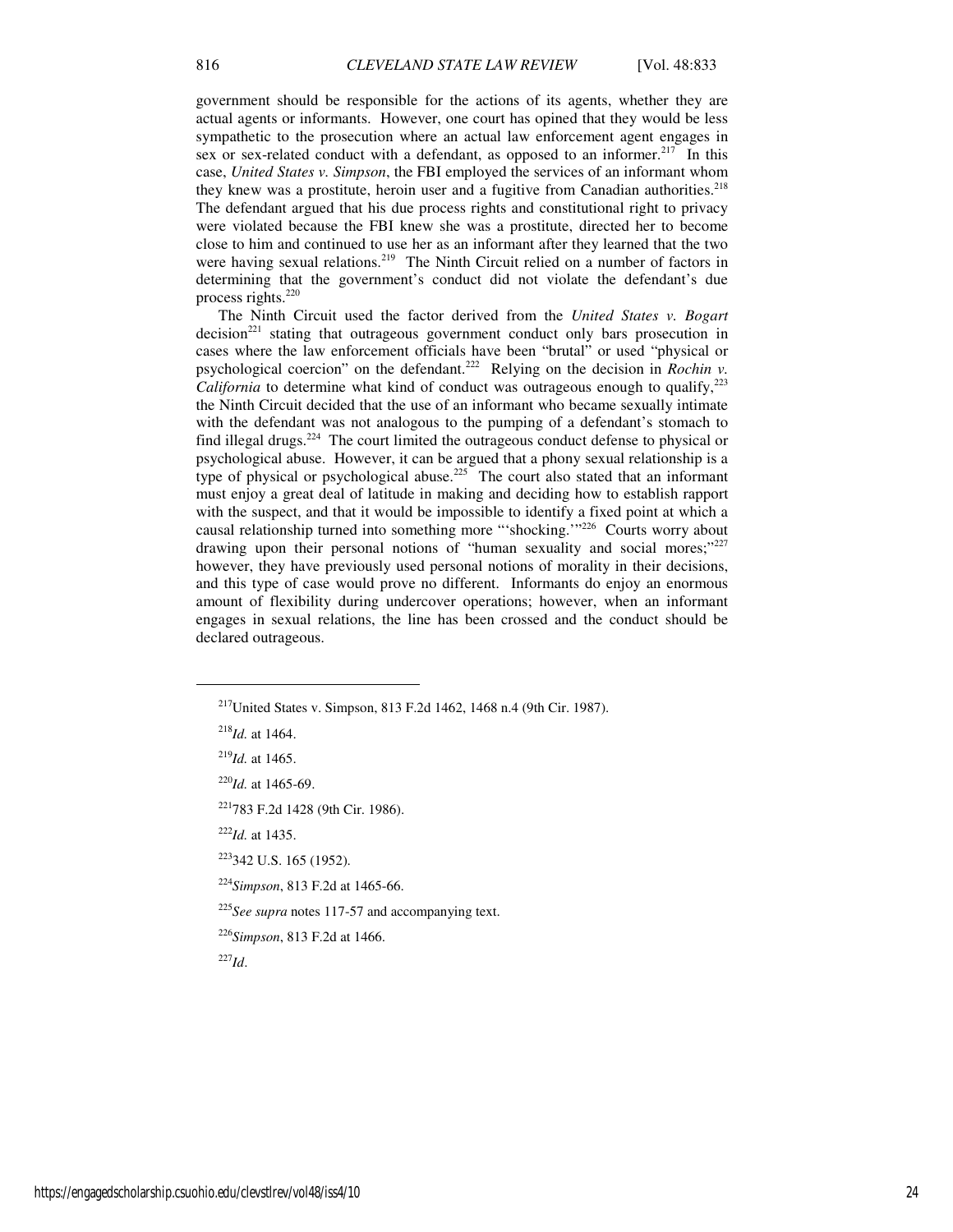government should be responsible for the actions of its agents, whether they are actual agents or informants. However, one court has opined that they would be less sympathetic to the prosecution where an actual law enforcement agent engages in sex or sex-related conduct with a defendant, as opposed to an informer.[217] In this case, *United States v. Simpson*, the FBI employed the services of an informant whom they knew was a prostitute, heroin user and a fugitive from Canadian authorities.[218] The defendant argued that his due process rights and constitutional right to privacy were violated because the FBI knew she was a prostitute, directed her to become close to him and continued to use her as an informant after they learned that the two were having sexual relations.[219] The Ninth Circuit relied on a number of factors in determining that the government's conduct did not violate the defendant's due process rights.[220]

The Ninth Circuit used the factor derived from the *United States v. Bogart* decision[221] stating that outrageous government conduct only bars prosecution in cases where the law enforcement officials have been "brutal" or used "physical or psychological coercion" on the defendant.[222] Relying on the decision in *Rochin v. California* to determine what kind of conduct was outrageous enough to qualify,[223] the Ninth Circuit decided that the use of an informant who became sexually intimate with the defendant was not analogous to the pumping of a defendant's stomach to find illegal drugs.[224] The court limited the outrageous conduct defense to physical or psychological abuse. However, it can be argued that a phony sexual relationship is a type of physical or psychological abuse.[225] The court also stated that an informant must enjoy a great deal of latitude in making and deciding how to establish rapport with the suspect, and that it would be impossible to identify a fixed point at which a causal relationship turned into something more "'shocking.'"[226] Courts worry about drawing upon their personal notions of "human sexuality and social mores;"[227] however, they have previously used personal notions of morality in their decisions, and this type of case would prove no different. Informants do enjoy an enormous amount of flexibility during undercover operations; however, when an informant engages in sexual relations, the line has been crossed and the conduct should be declared outrageous.

---

[217] United States v. Simpson, 813 F.2d 1462, 1468 n.4 (9th Cir. 1987).

[218] *Id.* at 1464.

[219] *Id.* at 1465.

[220] *Id.* at 1465-69.

[221] 783 F.2d 1428 (9th Cir. 1986).

[222] *Id.* at 1435.

[223] 342 U.S. 165 (1952).

[224] *Simpson*, 813 F.2d at 1465-66.

[225] *See supra* notes 117-57 and accompanying text.

[226] *Simpson*, 813 F.2d at 1466.

[227] *Id*.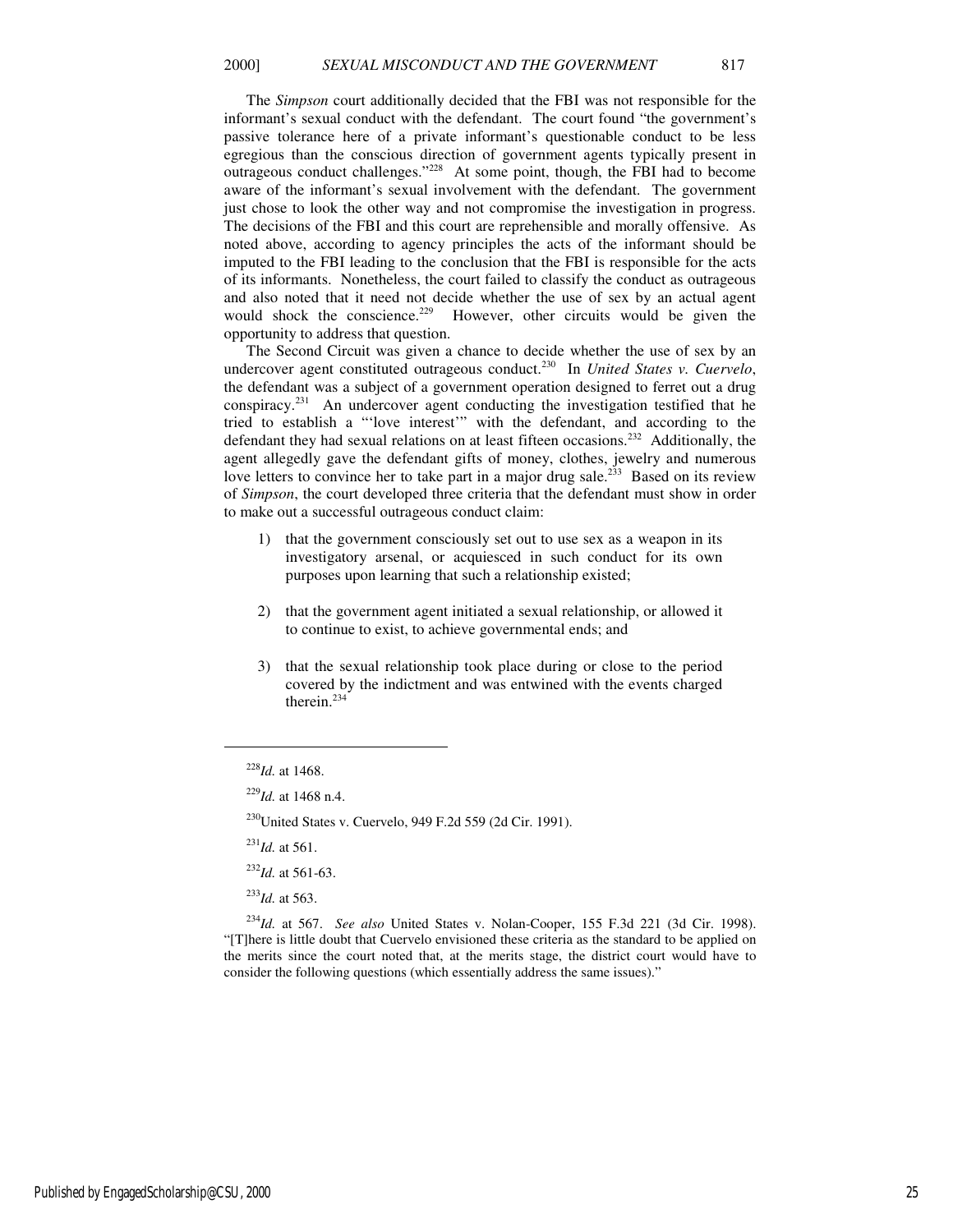The *Simpson* court additionally decided that the FBI was not responsible for the informant's sexual conduct with the defendant. The court found "the government's passive tolerance here of a private informant's questionable conduct to be less egregious than the conscious direction of government agents typically present in outrageous conduct challenges."[228] At some point, though, the FBI had to become aware of the informant's sexual involvement with the defendant. The government just chose to look the other way and not compromise the investigation in progress. The decisions of the FBI and this court are reprehensible and morally offensive. As noted above, according to agency principles the acts of the informant should be imputed to the FBI leading to the conclusion that the FBI is responsible for the acts of its informants. Nonetheless, the court failed to classify the conduct as outrageous and also noted that it need not decide whether the use of sex by an actual agent would shock the conscience.[229] However, other circuits would be given the opportunity to address that question.

The Second Circuit was given a chance to decide whether the use of sex by an undercover agent constituted outrageous conduct.[230] In *United States v. Cuervelo*, the defendant was a subject of a government operation designed to ferret out a drug conspiracy.[231] An undercover agent conducting the investigation testified that he tried to establish a "'love interest'" with the defendant, and according to the defendant they had sexual relations on at least fifteen occasions.[232] Additionally, the agent allegedly gave the defendant gifts of money, clothes, jewelry and numerous love letters to convince her to take part in a major drug sale.[233] Based on its review of *Simpson*, the court developed three criteria that the defendant must show in order to make out a successful outrageous conduct claim:

1) that the government consciously set out to use sex as a weapon in its investigatory arsenal, or acquiesced in such conduct for its own purposes upon learning that such a relationship existed;

2) that the government agent initiated a sexual relationship, or allowed it to continue to exist, to achieve governmental ends; and

3) that the sexual relationship took place during or close to the period covered by the indictment and was entwined with the events charged therein.[234]

---

[228]*Id.* at 1468.

[229]*Id.* at 1468 n.4.

[230]United States v. Cuervelo, 949 F.2d 559 (2d Cir. 1991).

[231]*Id.* at 561.

[232]*Id.* at 561-63.

[233]*Id.* at 563.

[234]*Id.* at 567. *See also* United States v. Nolan-Cooper, 155 F.3d 221 (3d Cir. 1998). "[T]here is little doubt that Cuervelo envisioned these criteria as the standard to be applied on the merits since the court noted that, at the merits stage, the district court would have to consider the following questions (which essentially address the same issues)."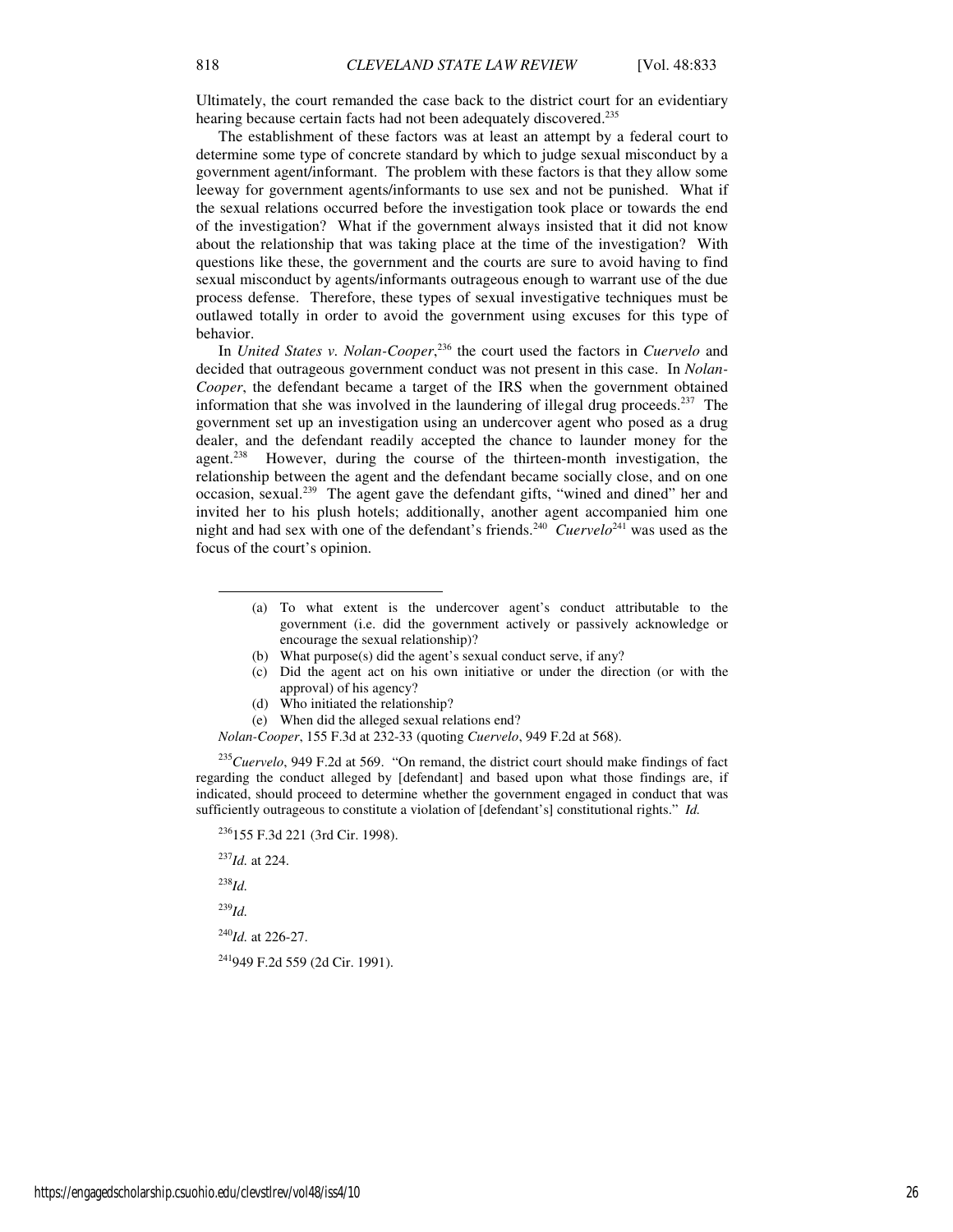Ultimately, the court remanded the case back to the district court for an evidentiary hearing because certain facts had not been adequately discovered.[235]

The establishment of these factors was at least an attempt by a federal court to determine some type of concrete standard by which to judge sexual misconduct by a government agent/informant. The problem with these factors is that they allow some leeway for government agents/informants to use sex and not be punished. What if the sexual relations occurred before the investigation took place or towards the end of the investigation? What if the government always insisted that it did not know about the relationship that was taking place at the time of the investigation? With questions like these, the government and the courts are sure to avoid having to find sexual misconduct by agents/informants outrageous enough to warrant use of the due process defense. Therefore, these types of sexual investigative techniques must be outlawed totally in order to avoid the government using excuses for this type of behavior.

In *United States v. Nolan-Cooper*,[236] the court used the factors in *Cuervelo* and decided that outrageous government conduct was not present in this case. In *Nolan-Cooper*, the defendant became a target of the IRS when the government obtained information that she was involved in the laundering of illegal drug proceeds.[237] The government set up an investigation using an undercover agent who posed as a drug dealer, and the defendant readily accepted the chance to launder money for the agent.[238] However, during the course of the thirteen-month investigation, the relationship between the agent and the defendant became socially close, and on one occasion, sexual.[239] The agent gave the defendant gifts, "wined and dined" her and invited her to his plush hotels; additionally, another agent accompanied him one night and had sex with one of the defendant's friends.[240] *Cuervelo*[241] was used as the focus of the court's opinion.

---

> (a) To what extent is the undercover agent's conduct attributable to the government (i.e. did the government actively or passively acknowledge or encourage the sexual relationship)?
>
> (b) What purpose(s) did the agent's sexual conduct serve, if any?
>
> (c) Did the agent act on his own initiative or under the direction (or with the approval) of his agency?
>
> (d) Who initiated the relationship?
>
> (e) When did the alleged sexual relations end?

*Nolan-Cooper*, 155 F.3d at 232-33 (quoting *Cuervelo*, 949 F.2d at 568).

[235] *Cuervelo*, 949 F.2d at 569. "On remand, the district court should make findings of fact regarding the conduct alleged by [defendant] and based upon what those findings are, if indicated, should proceed to determine whether the government engaged in conduct that was sufficiently outrageous to constitute a violation of [defendant's] constitutional rights." *Id.*

[236] 155 F.3d 221 (3rd Cir. 1998).

[237] *Id.* at 224.

[238] *Id.*

[239] *Id.*

[240] *Id.* at 226-27.

[241] 949 F.2d 559 (2d Cir. 1991).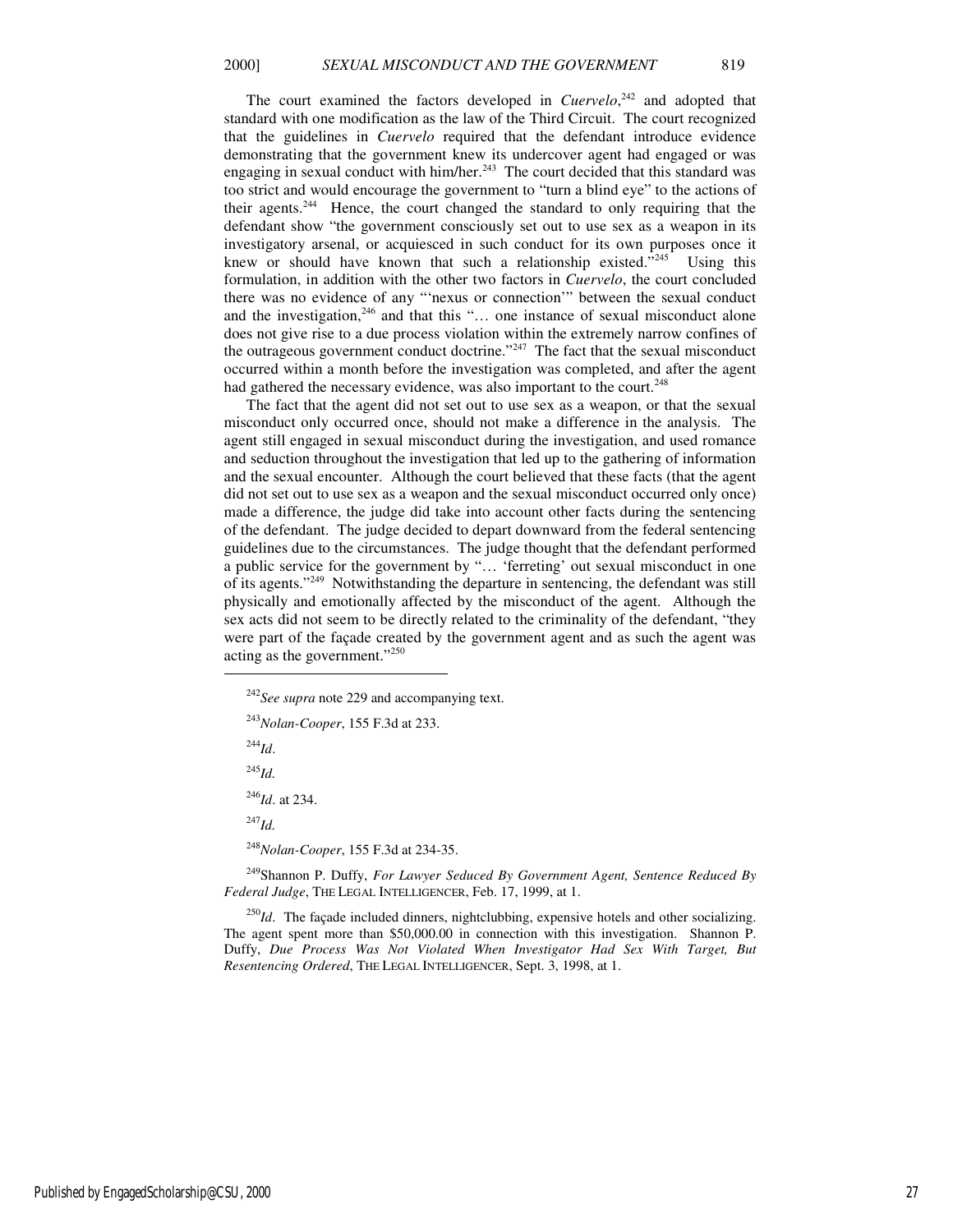The court examined the factors developed in *Cuervelo*,[242] and adopted that standard with one modification as the law of the Third Circuit. The court recognized that the guidelines in *Cuervelo* required that the defendant introduce evidence demonstrating that the government knew its undercover agent had engaged or was engaging in sexual conduct with him/her.[243] The court decided that this standard was too strict and would encourage the government to "turn a blind eye" to the actions of their agents.[244] Hence, the court changed the standard to only requiring that the defendant show "the government consciously set out to use sex as a weapon in its investigatory arsenal, or acquiesced in such conduct for its own purposes once it knew or should have known that such a relationship existed."[245] Using this formulation, in addition with the other two factors in *Cuervelo*, the court concluded there was no evidence of any "'nexus or connection'" between the sexual conduct and the investigation,[246] and that this "… one instance of sexual misconduct alone does not give rise to a due process violation within the extremely narrow confines of the outrageous government conduct doctrine."[247] The fact that the sexual misconduct occurred within a month before the investigation was completed, and after the agent had gathered the necessary evidence, was also important to the court.[248]

The fact that the agent did not set out to use sex as a weapon, or that the sexual misconduct only occurred once, should not make a difference in the analysis. The agent still engaged in sexual misconduct during the investigation, and used romance and seduction throughout the investigation that led up to the gathering of information and the sexual encounter. Although the court believed that these facts (that the agent did not set out to use sex as a weapon and the sexual misconduct occurred only once) made a difference, the judge did take into account other facts during the sentencing of the defendant. The judge decided to depart downward from the federal sentencing guidelines due to the circumstances. The judge thought that the defendant performed a public service for the government by "… 'ferreting' out sexual misconduct in one of its agents."[249] Notwithstanding the departure in sentencing, the defendant was still physically and emotionally affected by the misconduct of the agent. Although the sex acts did not seem to be directly related to the criminality of the defendant, "they were part of the façade created by the government agent and as such the agent was acting as the government."[250]

---

[242] *See supra* note 229 and accompanying text.

[243] *Nolan-Cooper*, 155 F.3d at 233.

[244] *Id*.

[245] *Id.*

[246] *Id*. at 234.

[247] *Id.*

[248] *Nolan-Cooper*, 155 F.3d at 234-35.

[249] Shannon P. Duffy, *For Lawyer Seduced By Government Agent, Sentence Reduced By Federal Judge*, THE LEGAL INTELLIGENCER, Feb. 17, 1999, at 1.

[250] *Id*. The façade included dinners, nightclubbing, expensive hotels and other socializing. The agent spent more than $50,000.00 in connection with this investigation. Shannon P. Duffy, *Due Process Was Not Violated When Investigator Had Sex With Target, But Resentencing Ordered*, THE LEGAL INTELLIGENCER, Sept. 3, 1998, at 1.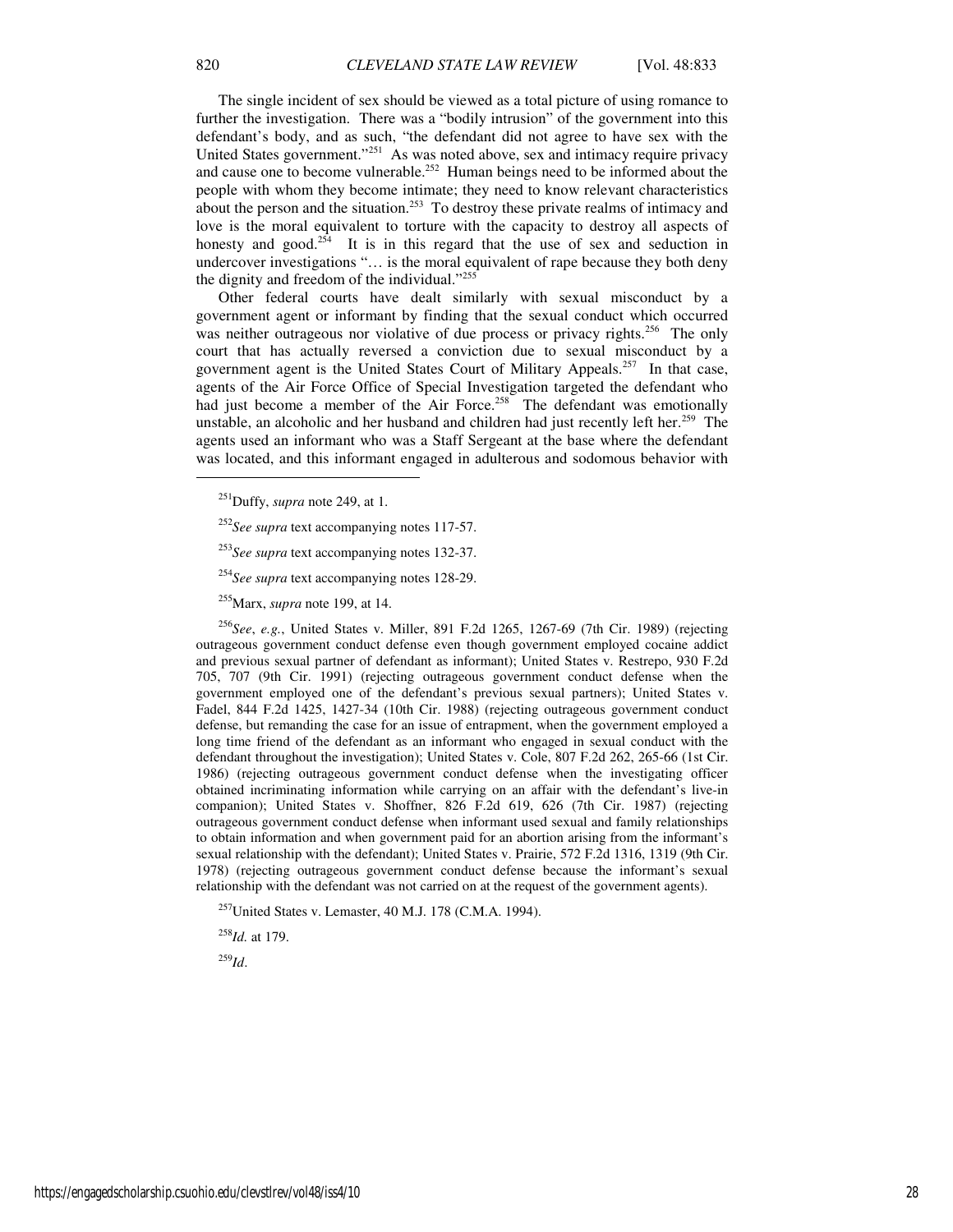The single incident of sex should be viewed as a total picture of using romance to further the investigation. There was a "bodily intrusion" of the government into this defendant's body, and as such, "the defendant did not agree to have sex with the United States government."[251] As was noted above, sex and intimacy require privacy and cause one to become vulnerable.[252] Human beings need to be informed about the people with whom they become intimate; they need to know relevant characteristics about the person and the situation.[253] To destroy these private realms of intimacy and love is the moral equivalent to torture with the capacity to destroy all aspects of honesty and good.[254] It is in this regard that the use of sex and seduction in undercover investigations "… is the moral equivalent of rape because they both deny the dignity and freedom of the individual."[255]

Other federal courts have dealt similarly with sexual misconduct by a government agent or informant by finding that the sexual conduct which occurred was neither outrageous nor violative of due process or privacy rights.[256] The only court that has actually reversed a conviction due to sexual misconduct by a government agent is the United States Court of Military Appeals.[257] In that case, agents of the Air Force Office of Special Investigation targeted the defendant who had just become a member of the Air Force.[258] The defendant was emotionally unstable, an alcoholic and her husband and children had just recently left her.[259] The agents used an informant who was a Staff Sergeant at the base where the defendant was located, and this informant engaged in adulterous and sodomous behavior with

---

[251] Duffy, *supra* note 249, at 1.

[252] *See supra* text accompanying notes 117-57.

[253] *See supra* text accompanying notes 132-37.

[254] *See supra* text accompanying notes 128-29.

[255] Marx, *supra* note 199, at 14.

[256] *See*, *e.g.*, United States v. Miller, 891 F.2d 1265, 1267-69 (7th Cir. 1989) (rejecting outrageous government conduct defense even though government employed cocaine addict and previous sexual partner of defendant as informant); United States v. Restrepo, 930 F.2d 705, 707 (9th Cir. 1991) (rejecting outrageous government conduct defense when the government employed one of the defendant's previous sexual partners); United States v. Fadel, 844 F.2d 1425, 1427-34 (10th Cir. 1988) (rejecting outrageous government conduct defense, but remanding the case for an issue of entrapment, when the government employed a long time friend of the defendant as an informant who engaged in sexual conduct with the defendant throughout the investigation); United States v. Cole, 807 F.2d 262, 265-66 (1st Cir. 1986) (rejecting outrageous government conduct defense when the investigating officer obtained incriminating information while carrying on an affair with the defendant's live-in companion); United States v. Shoffner, 826 F.2d 619, 626 (7th Cir. 1987) (rejecting outrageous government conduct defense when informant used sexual and family relationships to obtain information and when government paid for an abortion arising from the informant's sexual relationship with the defendant); United States v. Prairie, 572 F.2d 1316, 1319 (9th Cir. 1978) (rejecting outrageous government conduct defense because the informant's sexual relationship with the defendant was not carried on at the request of the government agents).

[257] United States v. Lemaster, 40 M.J. 178 (C.M.A. 1994).

[258] *Id.* at 179.

[259] *Id*.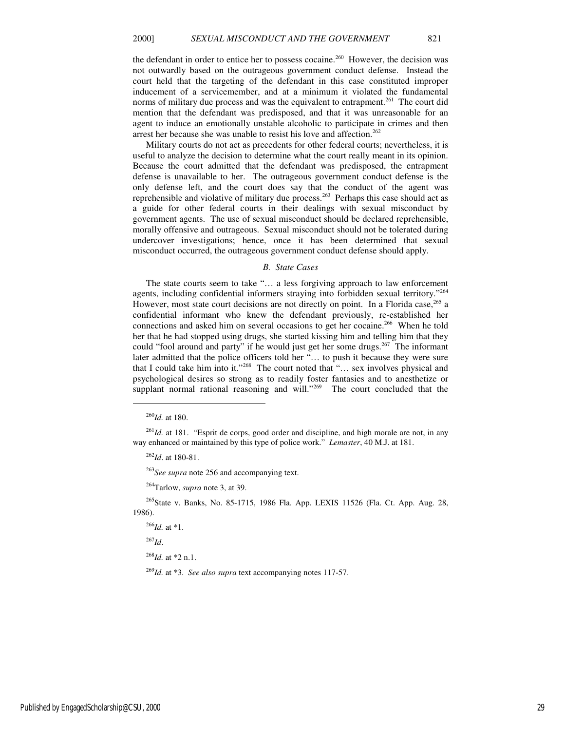the defendant in order to entice her to possess cocaine.[260] However, the decision was not outwardly based on the outrageous government conduct defense. Instead the court held that the targeting of the defendant in this case constituted improper inducement of a servicemember, and at a minimum it violated the fundamental norms of military due process and was the equivalent to entrapment.[261] The court did mention that the defendant was predisposed, and that it was unreasonable for an agent to induce an emotionally unstable alcoholic to participate in crimes and then arrest her because she was unable to resist his love and affection.[262]

Military courts do not act as precedents for other federal courts; nevertheless, it is useful to analyze the decision to determine what the court really meant in its opinion. Because the court admitted that the defendant was predisposed, the entrapment defense is unavailable to her. The outrageous government conduct defense is the only defense left, and the court does say that the conduct of the agent was reprehensible and violative of military due process.[263] Perhaps this case should act as a guide for other federal courts in their dealings with sexual misconduct by government agents. The use of sexual misconduct should be declared reprehensible, morally offensive and outrageous. Sexual misconduct should not be tolerated during undercover investigations; hence, once it has been determined that sexual misconduct occurred, the outrageous government conduct defense should apply.

### *B. State Cases*

The state courts seem to take "… a less forgiving approach to law enforcement agents, including confidential informers straying into forbidden sexual territory."[264] However, most state court decisions are not directly on point. In a Florida case,[265] a confidential informant who knew the defendant previously, re-established her connections and asked him on several occasions to get her cocaine.[266] When he told her that he had stopped using drugs, she started kissing him and telling him that they could "fool around and party" if he would just get her some drugs.[267] The informant later admitted that the police officers told her "… to push it because they were sure that I could take him into it."[268] The court noted that "… sex involves physical and psychological desires so strong as to readily foster fantasies and to anesthetize or supplant normal rational reasoning and will."[269] The court concluded that the

---

[260]*Id.* at 180.

[261]*Id.* at 181. "Esprit de corps, good order and discipline, and high morale are not, in any way enhanced or maintained by this type of police work." *Lemaster*, 40 M.J. at 181.

[262]*Id*. at 180-81.

[263]*See supra* note 256 and accompanying text.

[264]Tarlow, *supra* note 3, at 39.

[265]State v. Banks, No. 85-1715, 1986 Fla. App. LEXIS 11526 (Fla. Ct. App. Aug. 28, 1986).

[266]*Id.* at *1.

[267]*Id*.

[268]*Id.* at *2 n.1.

[269]*Id.* at *3. *See also supra* text accompanying notes 117-57.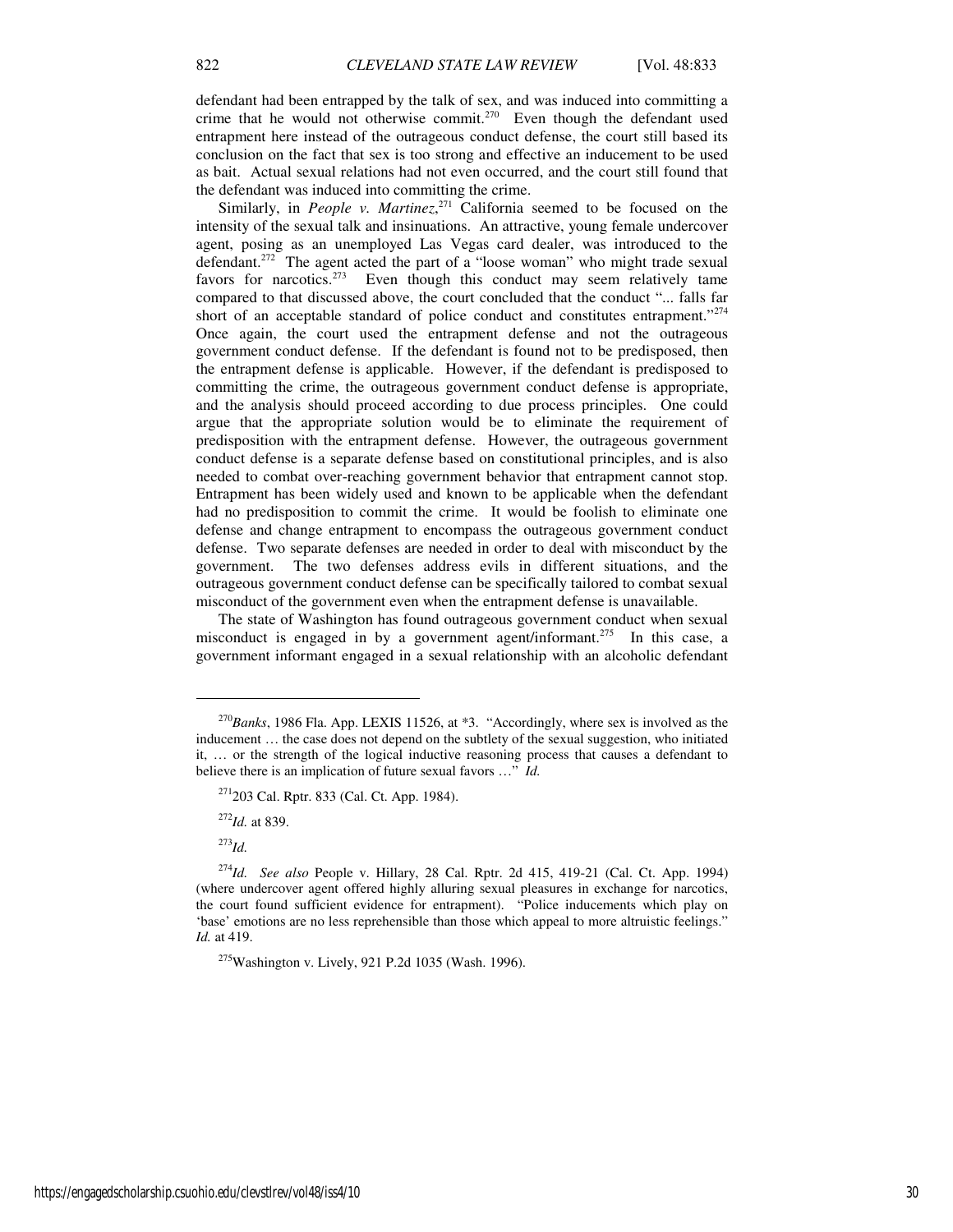defendant had been entrapped by the talk of sex, and was induced into committing a crime that he would not otherwise commit.[270] Even though the defendant used entrapment here instead of the outrageous conduct defense, the court still based its conclusion on the fact that sex is too strong and effective an inducement to be used as bait. Actual sexual relations had not even occurred, and the court still found that the defendant was induced into committing the crime.

Similarly, in *People v. Martinez*,[271] California seemed to be focused on the intensity of the sexual talk and insinuations. An attractive, young female undercover agent, posing as an unemployed Las Vegas card dealer, was introduced to the defendant.[272] The agent acted the part of a "loose woman" who might trade sexual favors for narcotics.[273] Even though this conduct may seem relatively tame compared to that discussed above, the court concluded that the conduct "... falls far short of an acceptable standard of police conduct and constitutes entrapment."[274] Once again, the court used the entrapment defense and not the outrageous government conduct defense. If the defendant is found not to be predisposed, then the entrapment defense is applicable. However, if the defendant is predisposed to committing the crime, the outrageous government conduct defense is appropriate, and the analysis should proceed according to due process principles. One could argue that the appropriate solution would be to eliminate the requirement of predisposition with the entrapment defense. However, the outrageous government conduct defense is a separate defense based on constitutional principles, and is also needed to combat over-reaching government behavior that entrapment cannot stop. Entrapment has been widely used and known to be applicable when the defendant had no predisposition to commit the crime. It would be foolish to eliminate one defense and change entrapment to encompass the outrageous government conduct defense. Two separate defenses are needed in order to deal with misconduct by the government. The two defenses address evils in different situations, and the outrageous government conduct defense can be specifically tailored to combat sexual misconduct of the government even when the entrapment defense is unavailable.

The state of Washington has found outrageous government conduct when sexual misconduct is engaged in by a government agent/informant.[275] In this case, a government informant engaged in a sexual relationship with an alcoholic defendant

---

[270] *Banks*, 1986 Fla. App. LEXIS 11526, at *3. "Accordingly, where sex is involved as the inducement … the case does not depend on the subtlety of the sexual suggestion, who initiated it, … or the strength of the logical inductive reasoning process that causes a defendant to believe there is an implication of future sexual favors …" *Id.*

[271] 203 Cal. Rptr. 833 (Cal. Ct. App. 1984).

[272] *Id.* at 839.

[273] *Id.*

[274] *Id. See also* People v. Hillary, 28 Cal. Rptr. 2d 415, 419-21 (Cal. Ct. App. 1994) (where undercover agent offered highly alluring sexual pleasures in exchange for narcotics, the court found sufficient evidence for entrapment). "Police inducements which play on 'base' emotions are no less reprehensible than those which appeal to more altruistic feelings." *Id.* at 419.

[275] Washington v. Lively, 921 P.2d 1035 (Wash. 1996).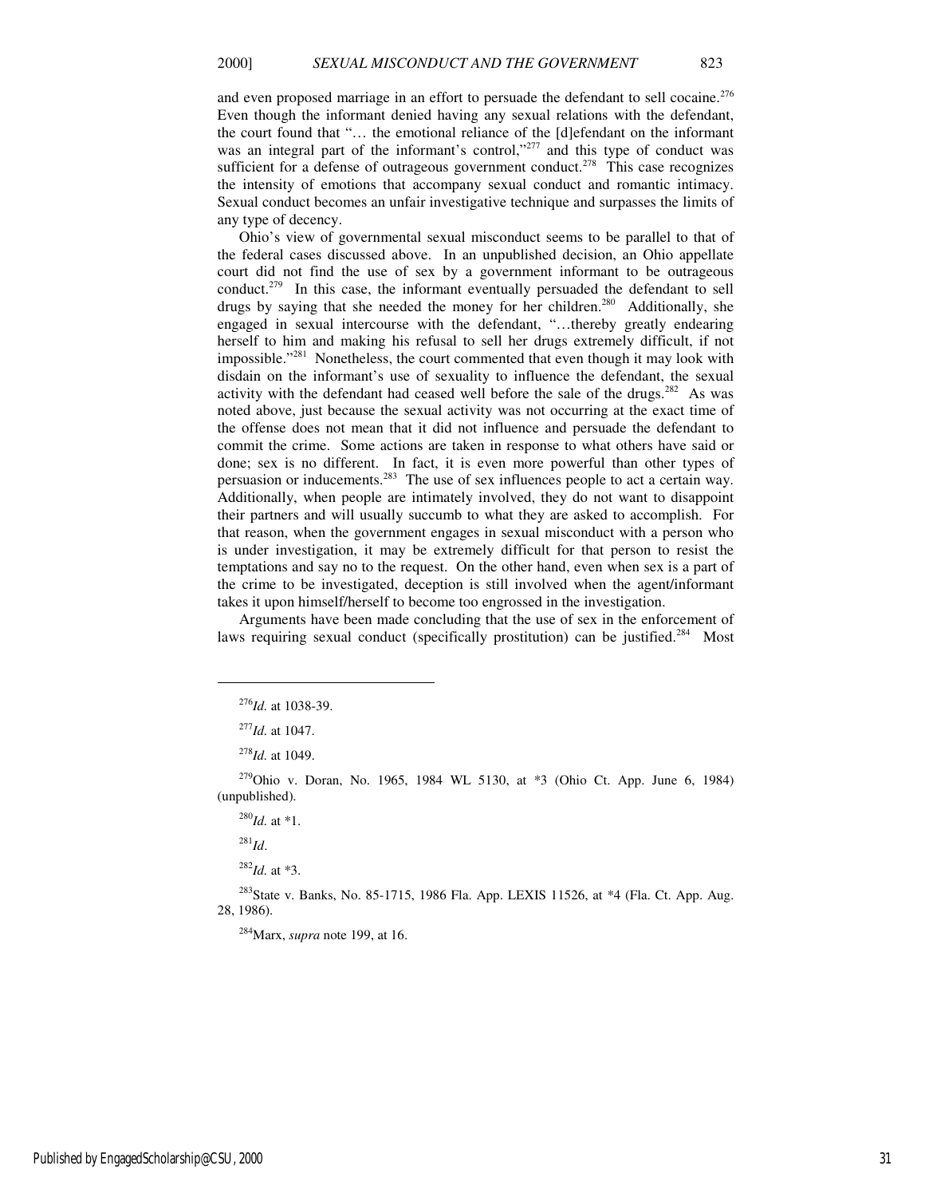and even proposed marriage in an effort to persuade the defendant to sell cocaine.[276] Even though the informant denied having any sexual relations with the defendant, the court found that "… the emotional reliance of the [d]efendant on the informant was an integral part of the informant's control,"[277] and this type of conduct was sufficient for a defense of outrageous government conduct.[278] This case recognizes the intensity of emotions that accompany sexual conduct and romantic intimacy. Sexual conduct becomes an unfair investigative technique and surpasses the limits of any type of decency.

Ohio's view of governmental sexual misconduct seems to be parallel to that of the federal cases discussed above. In an unpublished decision, an Ohio appellate court did not find the use of sex by a government informant to be outrageous conduct.[279] In this case, the informant eventually persuaded the defendant to sell drugs by saying that she needed the money for her children.[280] Additionally, she engaged in sexual intercourse with the defendant, "…thereby greatly endearing herself to him and making his refusal to sell her drugs extremely difficult, if not impossible."[281] Nonetheless, the court commented that even though it may look with disdain on the informant's use of sexuality to influence the defendant, the sexual activity with the defendant had ceased well before the sale of the drugs.[282] As was noted above, just because the sexual activity was not occurring at the exact time of the offense does not mean that it did not influence and persuade the defendant to commit the crime. Some actions are taken in response to what others have said or done; sex is no different. In fact, it is even more powerful than other types of persuasion or inducements.[283] The use of sex influences people to act a certain way. Additionally, when people are intimately involved, they do not want to disappoint their partners and will usually succumb to what they are asked to accomplish. For that reason, when the government engages in sexual misconduct with a person who is under investigation, it may be extremely difficult for that person to resist the temptations and say no to the request. On the other hand, even when sex is a part of the crime to be investigated, deception is still involved when the agent/informant takes it upon himself/herself to become too engrossed in the investigation.

Arguments have been made concluding that the use of sex in the enforcement of laws requiring sexual conduct (specifically prostitution) can be justified.[284] Most

---

[276] *Id.* at 1038-39.

[277] *Id.* at 1047.

[278] *Id.* at 1049.

[279] Ohio v. Doran, No. 1965, 1984 WL 5130, at *3 (Ohio Ct. App. June 6, 1984) (unpublished).

[280] *Id.* at *1.

[281] *Id*.

[282] *Id.* at *3.

[283] State v. Banks, No. 85-1715, 1986 Fla. App. LEXIS 11526, at *4 (Fla. Ct. App. Aug. 28, 1986).

[284] Marx, *supra* note 199, at 16.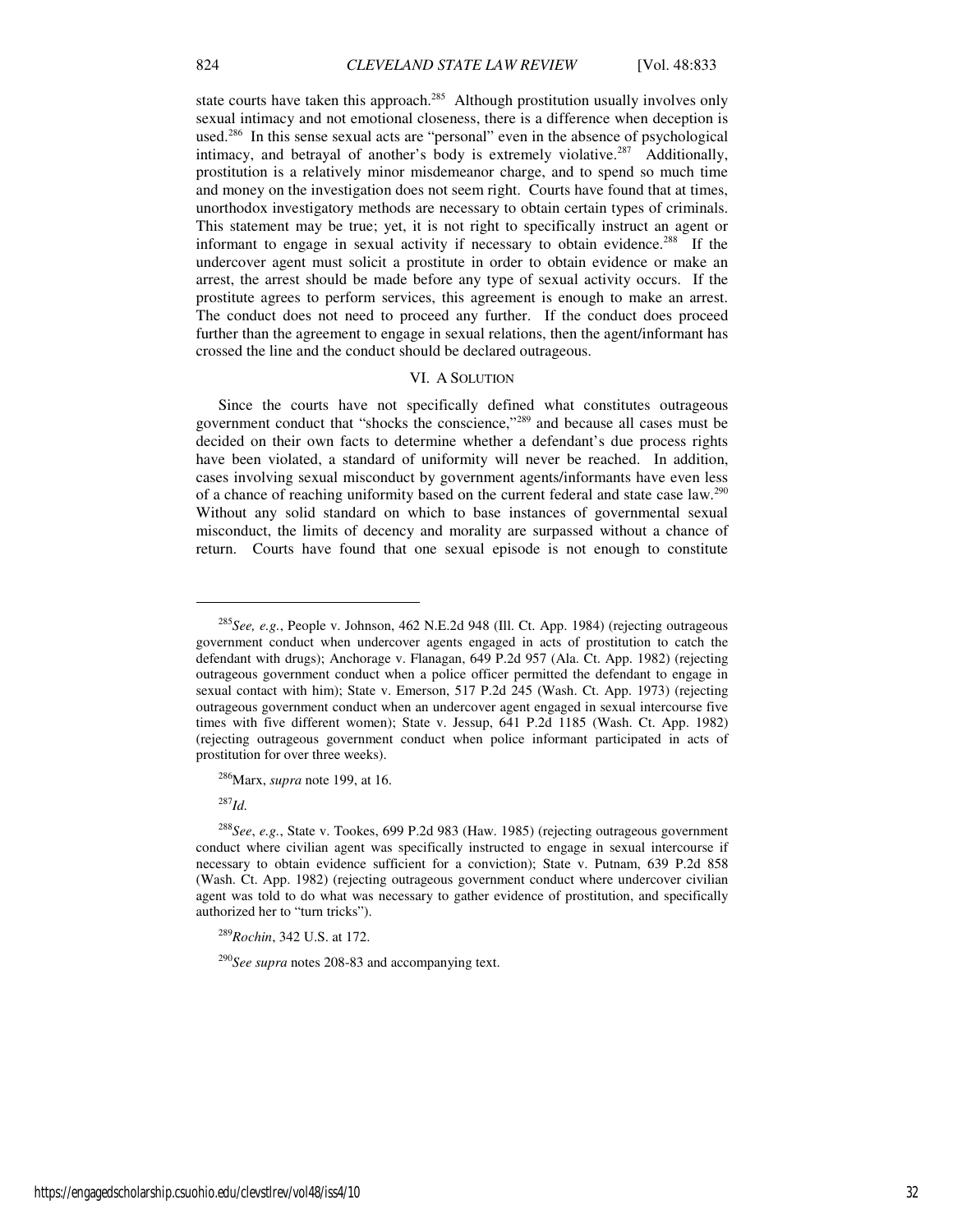state courts have taken this approach.[285] Although prostitution usually involves only sexual intimacy and not emotional closeness, there is a difference when deception is used.[286] In this sense sexual acts are "personal" even in the absence of psychological intimacy, and betrayal of another's body is extremely violative.[287] Additionally, prostitution is a relatively minor misdemeanor charge, and to spend so much time and money on the investigation does not seem right. Courts have found that at times, unorthodox investigatory methods are necessary to obtain certain types of criminals. This statement may be true; yet, it is not right to specifically instruct an agent or informant to engage in sexual activity if necessary to obtain evidence.[288] If the undercover agent must solicit a prostitute in order to obtain evidence or make an arrest, the arrest should be made before any type of sexual activity occurs. If the prostitute agrees to perform services, this agreement is enough to make an arrest. The conduct does not need to proceed any further. If the conduct does proceed further than the agreement to engage in sexual relations, then the agent/informant has crossed the line and the conduct should be declared outrageous.

## VI. A SOLUTION

Since the courts have not specifically defined what constitutes outrageous government conduct that "shocks the conscience,"[289] and because all cases must be decided on their own facts to determine whether a defendant's due process rights have been violated, a standard of uniformity will never be reached. In addition, cases involving sexual misconduct by government agents/informants have even less of a chance of reaching uniformity based on the current federal and state case law.[290] Without any solid standard on which to base instances of governmental sexual misconduct, the limits of decency and morality are surpassed without a chance of return. Courts have found that one sexual episode is not enough to constitute

---

[285] *See, e.g.*, People v. Johnson, 462 N.E.2d 948 (Ill. Ct. App. 1984) (rejecting outrageous government conduct when undercover agents engaged in acts of prostitution to catch the defendant with drugs); Anchorage v. Flanagan, 649 P.2d 957 (Ala. Ct. App. 1982) (rejecting outrageous government conduct when a police officer permitted the defendant to engage in sexual contact with him); State v. Emerson, 517 P.2d 245 (Wash. Ct. App. 1973) (rejecting outrageous government conduct when an undercover agent engaged in sexual intercourse five times with five different women); State v. Jessup, 641 P.2d 1185 (Wash. Ct. App. 1982) (rejecting outrageous government conduct when police informant participated in acts of prostitution for over three weeks).

[286] Marx, *supra* note 199, at 16.

[287] *Id.*

[288] *See*, *e.g.*, State v. Tookes, 699 P.2d 983 (Haw. 1985) (rejecting outrageous government conduct where civilian agent was specifically instructed to engage in sexual intercourse if necessary to obtain evidence sufficient for a conviction); State v. Putnam, 639 P.2d 858 (Wash. Ct. App. 1982) (rejecting outrageous government conduct where undercover civilian agent was told to do what was necessary to gather evidence of prostitution, and specifically authorized her to "turn tricks").

[289] *Rochin*, 342 U.S. at 172.

[290] *See supra* notes 208-83 and accompanying text.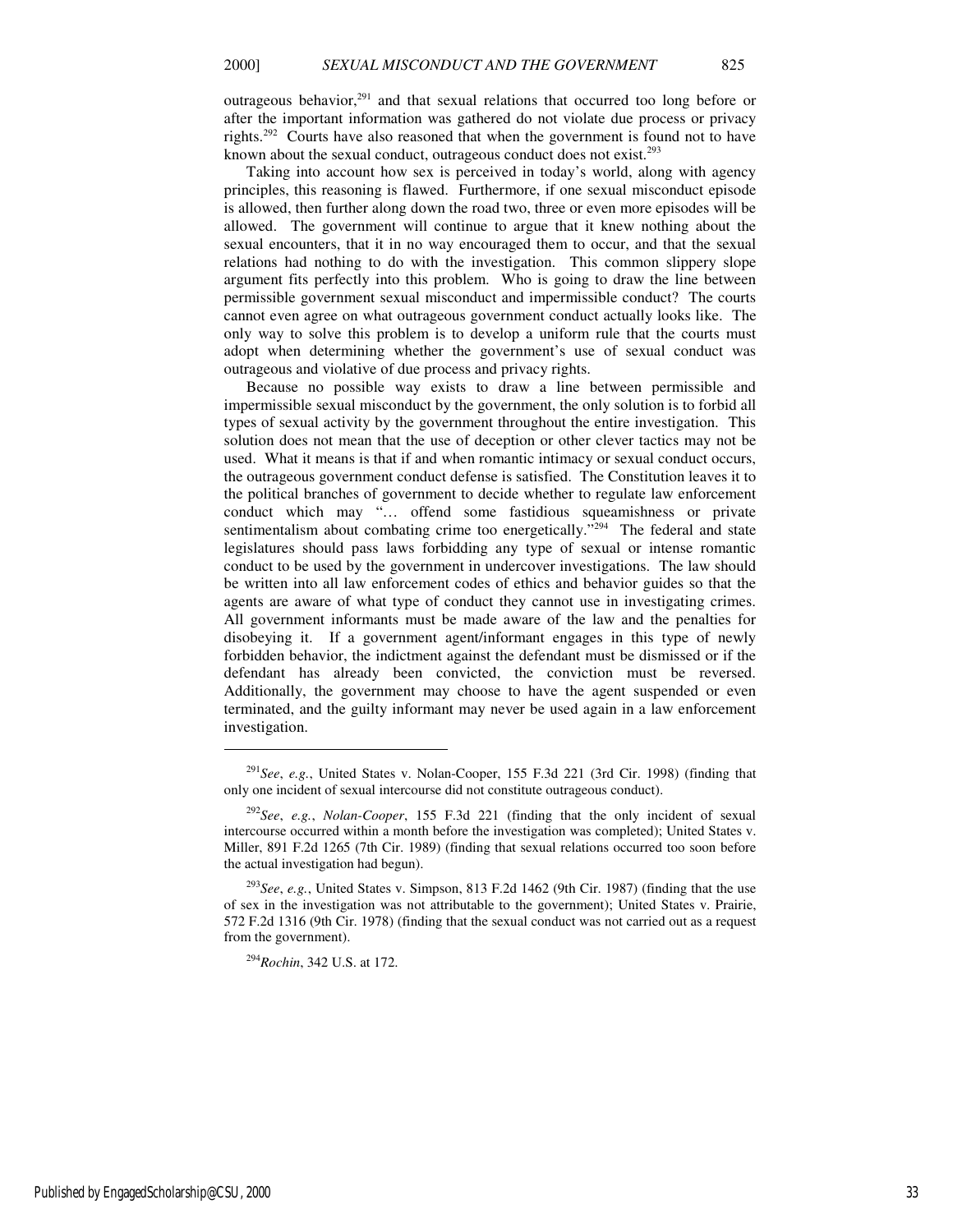outrageous behavior,[291] and that sexual relations that occurred too long before or after the important information was gathered do not violate due process or privacy rights.[292] Courts have also reasoned that when the government is found not to have known about the sexual conduct, outrageous conduct does not exist.[293]

Taking into account how sex is perceived in today's world, along with agency principles, this reasoning is flawed. Furthermore, if one sexual misconduct episode is allowed, then further along down the road two, three or even more episodes will be allowed. The government will continue to argue that it knew nothing about the sexual encounters, that it in no way encouraged them to occur, and that the sexual relations had nothing to do with the investigation. This common slippery slope argument fits perfectly into this problem. Who is going to draw the line between permissible government sexual misconduct and impermissible conduct? The courts cannot even agree on what outrageous government conduct actually looks like. The only way to solve this problem is to develop a uniform rule that the courts must adopt when determining whether the government's use of sexual conduct was outrageous and violative of due process and privacy rights.

Because no possible way exists to draw a line between permissible and impermissible sexual misconduct by the government, the only solution is to forbid all types of sexual activity by the government throughout the entire investigation. This solution does not mean that the use of deception or other clever tactics may not be used. What it means is that if and when romantic intimacy or sexual conduct occurs, the outrageous government conduct defense is satisfied. The Constitution leaves it to the political branches of government to decide whether to regulate law enforcement conduct which may "… offend some fastidious squeamishness or private sentimentalism about combating crime too energetically."[294] The federal and state legislatures should pass laws forbidding any type of sexual or intense romantic conduct to be used by the government in undercover investigations. The law should be written into all law enforcement codes of ethics and behavior guides so that the agents are aware of what type of conduct they cannot use in investigating crimes. All government informants must be made aware of the law and the penalties for disobeying it. If a government agent/informant engages in this type of newly forbidden behavior, the indictment against the defendant must be dismissed or if the defendant has already been convicted, the conviction must be reversed. Additionally, the government may choose to have the agent suspended or even terminated, and the guilty informant may never be used again in a law enforcement investigation.

---

[291] *See*, *e.g.*, United States v. Nolan-Cooper, 155 F.3d 221 (3rd Cir. 1998) (finding that only one incident of sexual intercourse did not constitute outrageous conduct).

[292] *See*, *e.g.*, *Nolan-Cooper*, 155 F.3d 221 (finding that the only incident of sexual intercourse occurred within a month before the investigation was completed); United States v. Miller, 891 F.2d 1265 (7th Cir. 1989) (finding that sexual relations occurred too soon before the actual investigation had begun).

[293] *See*, *e.g.*, United States v. Simpson, 813 F.2d 1462 (9th Cir. 1987) (finding that the use of sex in the investigation was not attributable to the government); United States v. Prairie, 572 F.2d 1316 (9th Cir. 1978) (finding that the sexual conduct was not carried out as a request from the government).

[294] *Rochin*, 342 U.S. at 172.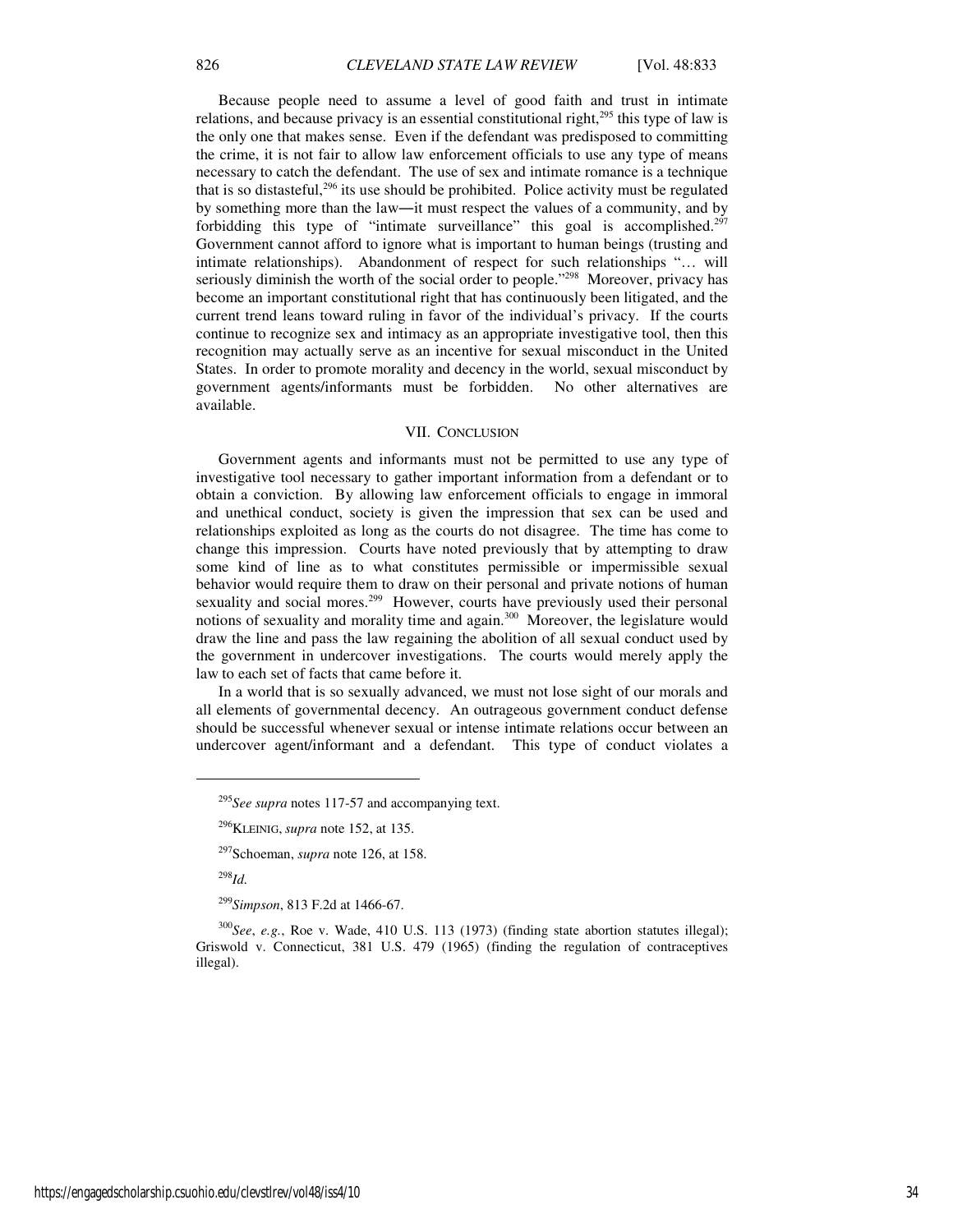Because people need to assume a level of good faith and trust in intimate relations, and because privacy is an essential constitutional right,[295] this type of law is the only one that makes sense. Even if the defendant was predisposed to committing the crime, it is not fair to allow law enforcement officials to use any type of means necessary to catch the defendant. The use of sex and intimate romance is a technique that is so distasteful,[296] its use should be prohibited. Police activity must be regulated by something more than the law—it must respect the values of a community, and by forbidding this type of "intimate surveillance" this goal is accomplished.[297] Government cannot afford to ignore what is important to human beings (trusting and intimate relationships). Abandonment of respect for such relationships "… will seriously diminish the worth of the social order to people."[298] Moreover, privacy has become an important constitutional right that has continuously been litigated, and the current trend leans toward ruling in favor of the individual's privacy. If the courts continue to recognize sex and intimacy as an appropriate investigative tool, then this recognition may actually serve as an incentive for sexual misconduct in the United States. In order to promote morality and decency in the world, sexual misconduct by government agents/informants must be forbidden. No other alternatives are available.

## VII. Conclusion

Government agents and informants must not be permitted to use any type of investigative tool necessary to gather important information from a defendant or to obtain a conviction. By allowing law enforcement officials to engage in immoral and unethical conduct, society is given the impression that sex can be used and relationships exploited as long as the courts do not disagree. The time has come to change this impression. Courts have noted previously that by attempting to draw some kind of line as to what constitutes permissible or impermissible sexual behavior would require them to draw on their personal and private notions of human sexuality and social mores.[299] However, courts have previously used their personal notions of sexuality and morality time and again.[300] Moreover, the legislature would draw the line and pass the law regaining the abolition of all sexual conduct used by the government in undercover investigations. The courts would merely apply the law to each set of facts that came before it.

In a world that is so sexually advanced, we must not lose sight of our morals and all elements of governmental decency. An outrageous government conduct defense should be successful whenever sexual or intense intimate relations occur between an undercover agent/informant and a defendant. This type of conduct violates a

---

[295]*See supra* notes 117-57 and accompanying text.

[296]KLEINIG, *supra* note 152, at 135.

[297]Schoeman, *supra* note 126, at 158.

[298]*Id.*

[299]*Simpson*, 813 F.2d at 1466-67.

[300]*See*, *e.g.*, Roe v. Wade, 410 U.S. 113 (1973) (finding state abortion statutes illegal); Griswold v. Connecticut, 381 U.S. 479 (1965) (finding the regulation of contraceptives illegal).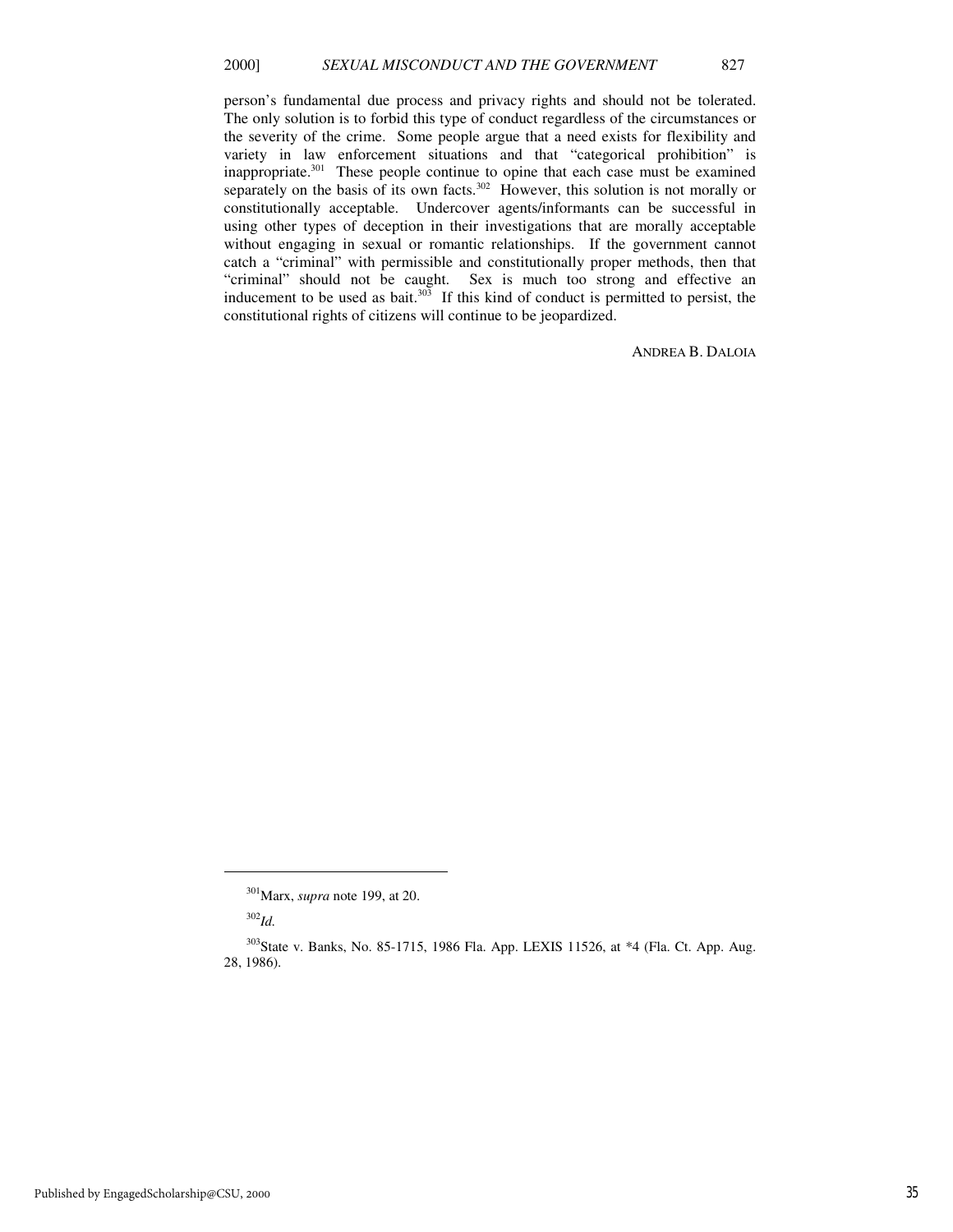person's fundamental due process and privacy rights and should not be tolerated. The only solution is to forbid this type of conduct regardless of the circumstances or the severity of the crime. Some people argue that a need exists for flexibility and variety in law enforcement situations and that "categorical prohibition" is inappropriate.[301] These people continue to opine that each case must be examined separately on the basis of its own facts.[302] However, this solution is not morally or constitutionally acceptable. Undercover agents/informants can be successful in using other types of deception in their investigations that are morally acceptable without engaging in sexual or romantic relationships. If the government cannot catch a "criminal" with permissible and constitutionally proper methods, then that "criminal" should not be caught. Sex is much too strong and effective an inducement to be used as bait.[303] If this kind of conduct is permitted to persist, the constitutional rights of citizens will continue to be jeopardized.

ANDREA B. DALOIA

---

[301] Marx, *supra* note 199, at 20.

[302] *Id.*

[303] State v. Banks, No. 85-1715, 1986 Fla. App. LEXIS 11526, at *4 (Fla. Ct. App. Aug. 28, 1986).